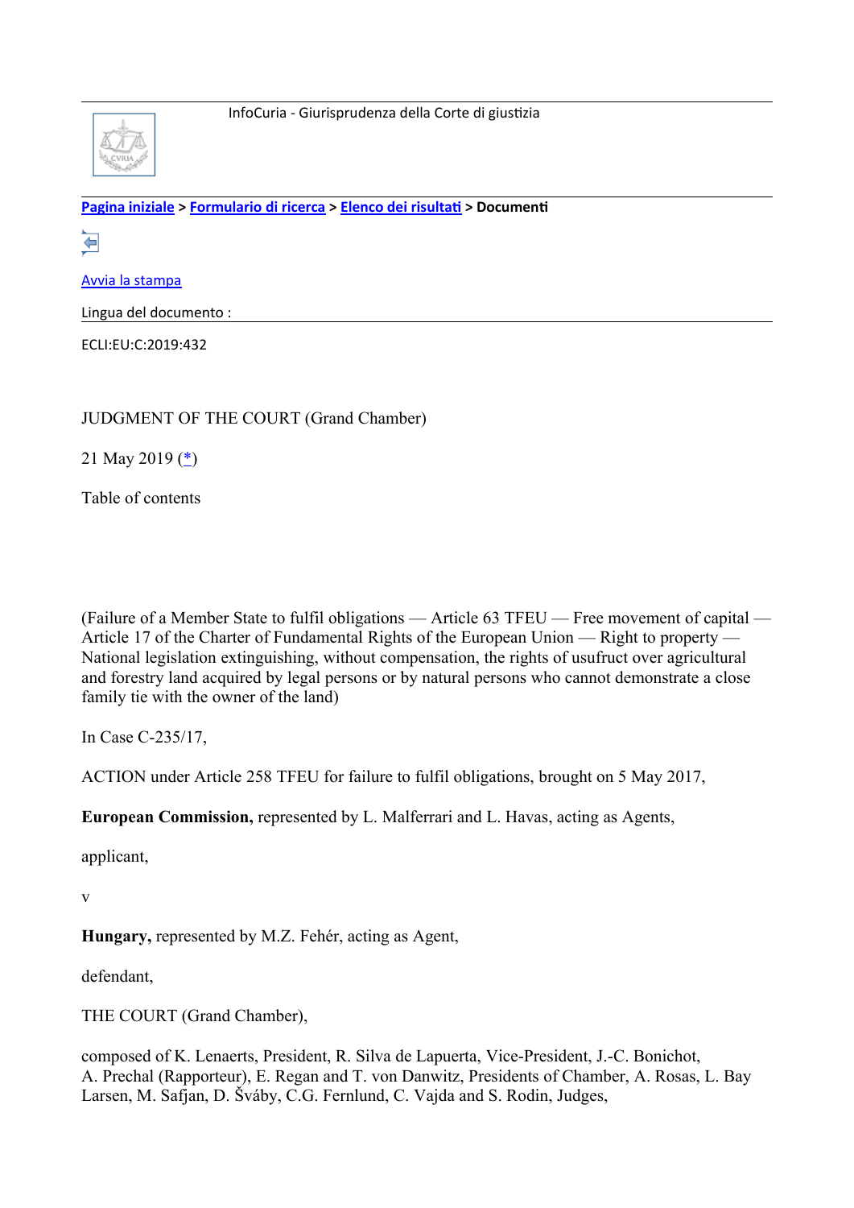InfoCuria - Giurisprudenza della Corte di giustizia

Pagina iniziale > Formulario di ricerca > Elenco dei risultati > Documenti

Avvia la stampa

Lingua del documento :

ECLI:EU:C:2019:432

JUDGMENT OF THE COURT (Grand Chamber)

21 May 2019 (*)

Table of contents

(Failure of a Member State to fulfil obligations — Article 63 TFEU — Free movement of capital — Article 17 of the Charter of Fundamental Rights of the European Union — Right to property — National legislation extinguishing, without compensation, the rights of usufruct over agricultural and forestry land acquired by legal persons or by natural persons who cannot demonstrate a close family tie with the owner of the land)

In Case C-235/17,

ACTION under Article 258 TFEU for failure to fulfil obligations, brought on 5 May 2017,

**European Commission,** represented by L. Malferrari and L. Havas, acting as Agents,

applicant,

v

**Hungary,** represented by M.Z. Fehér, acting as Agent,

defendant,

THE COURT (Grand Chamber),

composed of K. Lenaerts, President, R. Silva de Lapuerta, Vice-President, J.-C. Bonichot, A. Prechal (Rapporteur), E. Regan and T. von Danwitz, Presidents of Chamber, A. Rosas, L. Bay Larsen, M. Safjan, D. Šváby, C.G. Fernlund, C. Vajda and S. Rodin, Judges,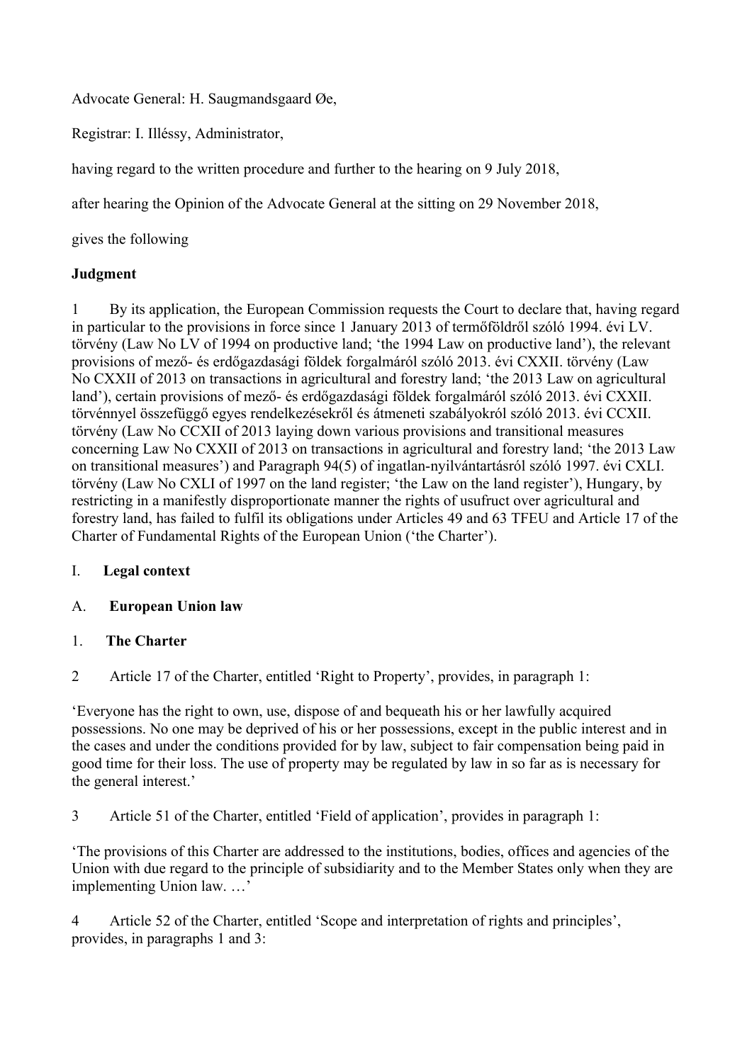Advocate General: H. Saugmandsgaard Øe,

Registrar: I. Illéssy, Administrator,

having regard to the written procedure and further to the hearing on 9 July 2018,

after hearing the Opinion of the Advocate General at the sitting on 29 November 2018,

gives the following

**Judgment**

1 By its application, the European Commission requests the Court to declare that, having regard in particular to the provisions in force since 1 January 2013 of termőföldről szóló 1994. évi LV. törvény (Law No LV of 1994 on productive land; 'the 1994 Law on productive land'), the relevant provisions of mező- és erdőgazdasági földek forgalmáról szóló 2013. évi CXXII. törvény (Law No CXXII of 2013 on transactions in agricultural and forestry land; 'the 2013 Law on agricultural land'), certain provisions of mező- és erdőgazdasági földek forgalmáról szóló 2013. évi CXXII. törvénnyel összefüggő egyes rendelkezésekről és átmeneti szabályokról szóló 2013. évi CCXII. törvény (Law No CCXII of 2013 laying down various provisions and transitional measures concerning Law No CXXII of 2013 on transactions in agricultural and forestry land; 'the 2013 Law on transitional measures') and Paragraph 94(5) of ingatlan-nyilvántartásról szóló 1997. évi CXLI. törvény (Law No CXLI of 1997 on the land register; 'the Law on the land register'), Hungary, by restricting in a manifestly disproportionate manner the rights of usufruct over agricultural and forestry land, has failed to fulfil its obligations under Articles 49 and 63 TFEU and Article 17 of the Charter of Fundamental Rights of the European Union ('the Charter').

## I. Legal context

### A. European Union law

#### 1. The Charter

2 Article 17 of the Charter, entitled 'Right to Property', provides, in paragraph 1:

'Everyone has the right to own, use, dispose of and bequeath his or her lawfully acquired possessions. No one may be deprived of his or her possessions, except in the public interest and in the cases and under the conditions provided for by law, subject to fair compensation being paid in good time for their loss. The use of property may be regulated by law in so far as is necessary for the general interest.'

3 Article 51 of the Charter, entitled 'Field of application', provides in paragraph 1:

'The provisions of this Charter are addressed to the institutions, bodies, offices and agencies of the Union with due regard to the principle of subsidiarity and to the Member States only when they are implementing Union law. …'

4 Article 52 of the Charter, entitled 'Scope and interpretation of rights and principles', provides, in paragraphs 1 and 3: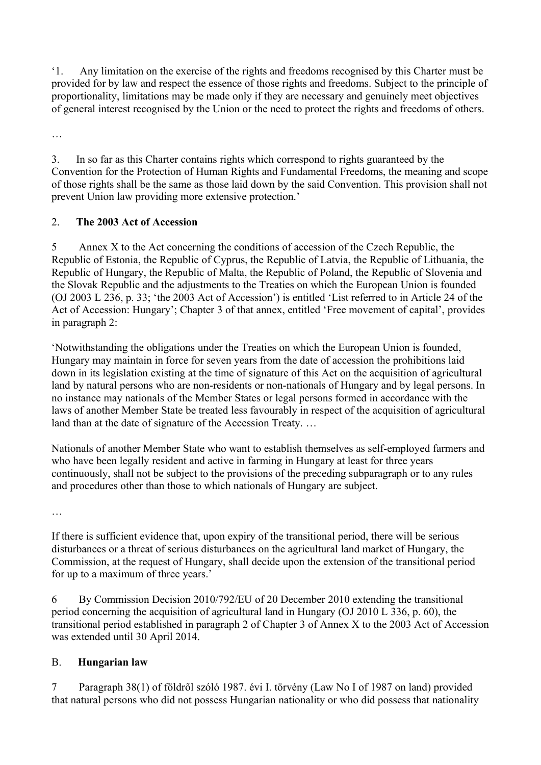‘1. Any limitation on the exercise of the rights and freedoms recognised by this Charter must be provided for by law and respect the essence of those rights and freedoms. Subject to the principle of proportionality, limitations may be made only if they are necessary and genuinely meet objectives of general interest recognised by the Union or the need to protect the rights and freedoms of others.

…

3. In so far as this Charter contains rights which correspond to rights guaranteed by the Convention for the Protection of Human Rights and Fundamental Freedoms, the meaning and scope of those rights shall be the same as those laid down by the said Convention. This provision shall not prevent Union law providing more extensive protection.’

## 2. **The 2003 Act of Accession**

5 Annex X to the Act concerning the conditions of accession of the Czech Republic, the Republic of Estonia, the Republic of Cyprus, the Republic of Latvia, the Republic of Lithuania, the Republic of Hungary, the Republic of Malta, the Republic of Poland, the Republic of Slovenia and the Slovak Republic and the adjustments to the Treaties on which the European Union is founded (OJ 2003 L 236, p. 33; ‘the 2003 Act of Accession’) is entitled ‘List referred to in Article 24 of the Act of Accession: Hungary’; Chapter 3 of that annex, entitled ‘Free movement of capital’, provides in paragraph 2:

‘Notwithstanding the obligations under the Treaties on which the European Union is founded, Hungary may maintain in force for seven years from the date of accession the prohibitions laid down in its legislation existing at the time of signature of this Act on the acquisition of agricultural land by natural persons who are non-residents or non-nationals of Hungary and by legal persons. In no instance may nationals of the Member States or legal persons formed in accordance with the laws of another Member State be treated less favourably in respect of the acquisition of agricultural land than at the date of signature of the Accession Treaty. …

Nationals of another Member State who want to establish themselves as self-employed farmers and who have been legally resident and active in farming in Hungary at least for three years continuously, shall not be subject to the provisions of the preceding subparagraph or to any rules and procedures other than those to which nationals of Hungary are subject.

…

If there is sufficient evidence that, upon expiry of the transitional period, there will be serious disturbances or a threat of serious disturbances on the agricultural land market of Hungary, the Commission, at the request of Hungary, shall decide upon the extension of the transitional period for up to a maximum of three years.’

6 By Commission Decision 2010/792/EU of 20 December 2010 extending the transitional period concerning the acquisition of agricultural land in Hungary (OJ 2010 L 336, p. 60), the transitional period established in paragraph 2 of Chapter 3 of Annex X to the 2003 Act of Accession was extended until 30 April 2014.

## B. **Hungarian law**

7 Paragraph 38(1) of földről szóló 1987. évi I. törvény (Law No I of 1987 on land) provided that natural persons who did not possess Hungarian nationality or who did possess that nationality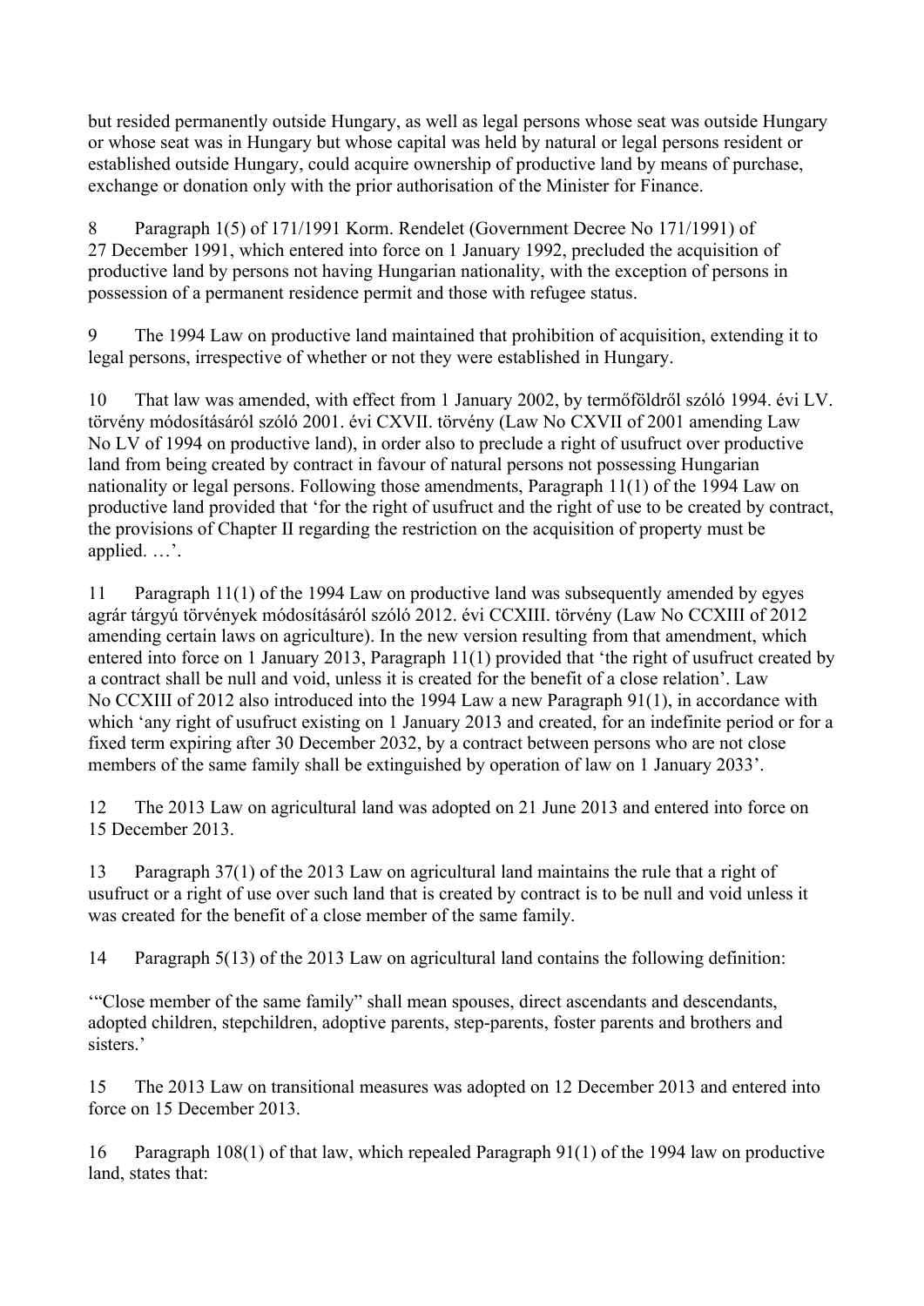but resided permanently outside Hungary, as well as legal persons whose seat was outside Hungary or whose seat was in Hungary but whose capital was held by natural or legal persons resident or established outside Hungary, could acquire ownership of productive land by means of purchase, exchange or donation only with the prior authorisation of the Minister for Finance.

8 Paragraph 1(5) of 171/1991 Korm. Rendelet (Government Decree No 171/1991) of 27 December 1991, which entered into force on 1 January 1992, precluded the acquisition of productive land by persons not having Hungarian nationality, with the exception of persons in possession of a permanent residence permit and those with refugee status.

9 The 1994 Law on productive land maintained that prohibition of acquisition, extending it to legal persons, irrespective of whether or not they were established in Hungary.

10 That law was amended, with effect from 1 January 2002, by termőföldről szóló 1994. évi LV. törvény módosításáról szóló 2001. évi CXVII. törvény (Law No CXVII of 2001 amending Law No LV of 1994 on productive land), in order also to preclude a right of usufruct over productive land from being created by contract in favour of natural persons not possessing Hungarian nationality or legal persons. Following those amendments, Paragraph 11(1) of the 1994 Law on productive land provided that 'for the right of usufruct and the right of use to be created by contract, the provisions of Chapter II regarding the restriction on the acquisition of property must be applied. …'.

11 Paragraph 11(1) of the 1994 Law on productive land was subsequently amended by egyes agrár tárgyú törvények módosításáról szóló 2012. évi CCXIII. törvény (Law No CCXIII of 2012 amending certain laws on agriculture). In the new version resulting from that amendment, which entered into force on 1 January 2013, Paragraph 11(1) provided that 'the right of usufruct created by a contract shall be null and void, unless it is created for the benefit of a close relation'. Law No CCXIII of 2012 also introduced into the 1994 Law a new Paragraph 91(1), in accordance with which 'any right of usufruct existing on 1 January 2013 and created, for an indefinite period or for a fixed term expiring after 30 December 2032, by a contract between persons who are not close members of the same family shall be extinguished by operation of law on 1 January 2033'.

12 The 2013 Law on agricultural land was adopted on 21 June 2013 and entered into force on 15 December 2013.

13 Paragraph 37(1) of the 2013 Law on agricultural land maintains the rule that a right of usufruct or a right of use over such land that is created by contract is to be null and void unless it was created for the benefit of a close member of the same family.

14 Paragraph 5(13) of the 2013 Law on agricultural land contains the following definition:

'"Close member of the same family" shall mean spouses, direct ascendants and descendants, adopted children, stepchildren, adoptive parents, step-parents, foster parents and brothers and sisters.'

15 The 2013 Law on transitional measures was adopted on 12 December 2013 and entered into force on 15 December 2013.

16 Paragraph 108(1) of that law, which repealed Paragraph 91(1) of the 1994 law on productive land, states that: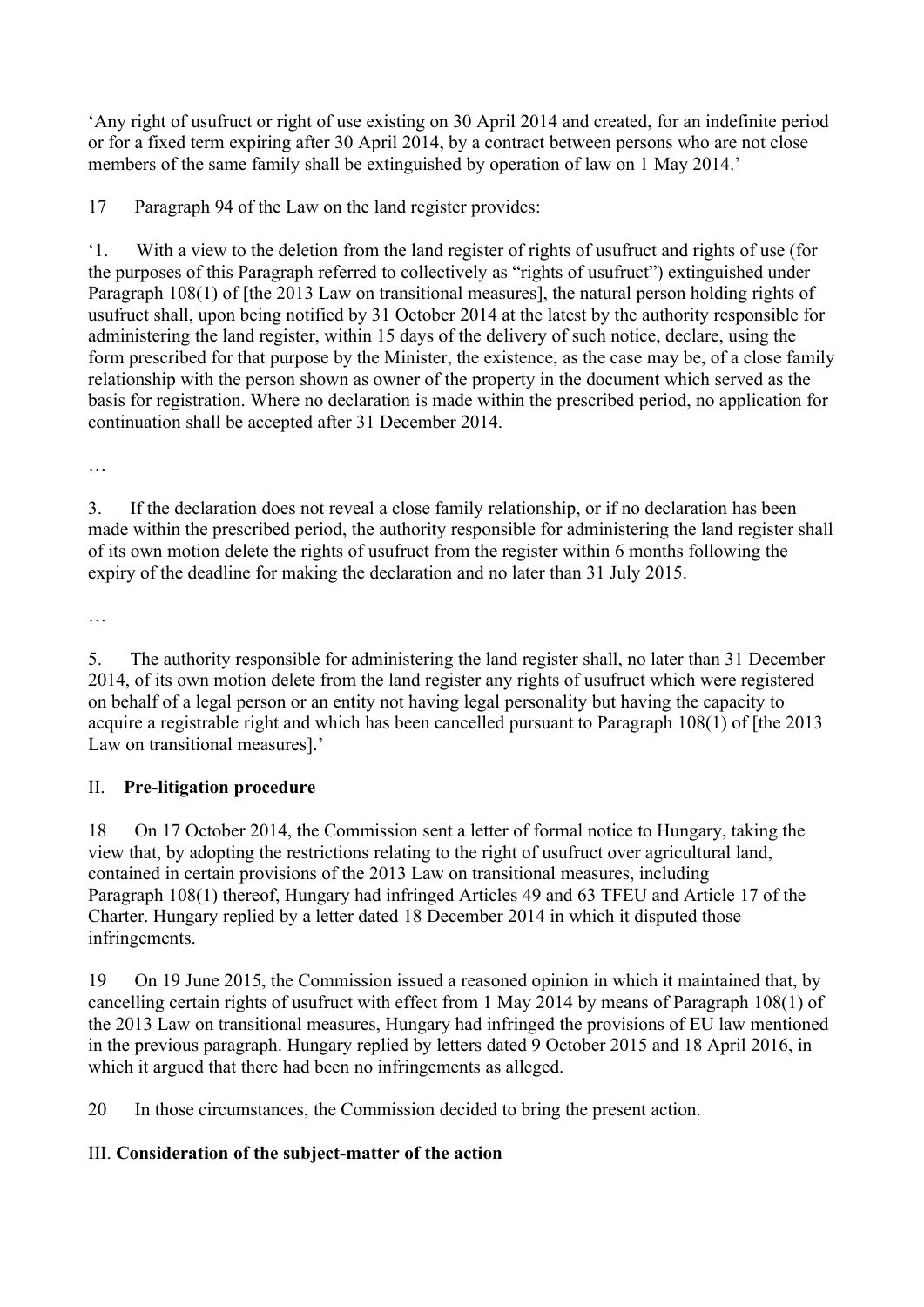'Any right of usufruct or right of use existing on 30 April 2014 and created, for an indefinite period or for a fixed term expiring after 30 April 2014, by a contract between persons who are not close members of the same family shall be extinguished by operation of law on 1 May 2014.'

17 Paragraph 94 of the Law on the land register provides:

'1. With a view to the deletion from the land register of rights of usufruct and rights of use (for the purposes of this Paragraph referred to collectively as "rights of usufruct") extinguished under Paragraph 108(1) of [the 2013 Law on transitional measures], the natural person holding rights of usufruct shall, upon being notified by 31 October 2014 at the latest by the authority responsible for administering the land register, within 15 days of the delivery of such notice, declare, using the form prescribed for that purpose by the Minister, the existence, as the case may be, of a close family relationship with the person shown as owner of the property in the document which served as the basis for registration. Where no declaration is made within the prescribed period, no application for continuation shall be accepted after 31 December 2014.

…

3. If the declaration does not reveal a close family relationship, or if no declaration has been made within the prescribed period, the authority responsible for administering the land register shall of its own motion delete the rights of usufruct from the register within 6 months following the expiry of the deadline for making the declaration and no later than 31 July 2015.

…

5. The authority responsible for administering the land register shall, no later than 31 December 2014, of its own motion delete from the land register any rights of usufruct which were registered on behalf of a legal person or an entity not having legal personality but having the capacity to acquire a registrable right and which has been cancelled pursuant to Paragraph 108(1) of [the 2013 Law on transitional measures].'

## II. **Pre-litigation procedure**

18 On 17 October 2014, the Commission sent a letter of formal notice to Hungary, taking the view that, by adopting the restrictions relating to the right of usufruct over agricultural land, contained in certain provisions of the 2013 Law on transitional measures, including Paragraph 108(1) thereof, Hungary had infringed Articles 49 and 63 TFEU and Article 17 of the Charter. Hungary replied by a letter dated 18 December 2014 in which it disputed those infringements.

19 On 19 June 2015, the Commission issued a reasoned opinion in which it maintained that, by cancelling certain rights of usufruct with effect from 1 May 2014 by means of Paragraph 108(1) of the 2013 Law on transitional measures, Hungary had infringed the provisions of EU law mentioned in the previous paragraph. Hungary replied by letters dated 9 October 2015 and 18 April 2016, in which it argued that there had been no infringements as alleged.

20 In those circumstances, the Commission decided to bring the present action.

## III. **Consideration of the subject-matter of the action**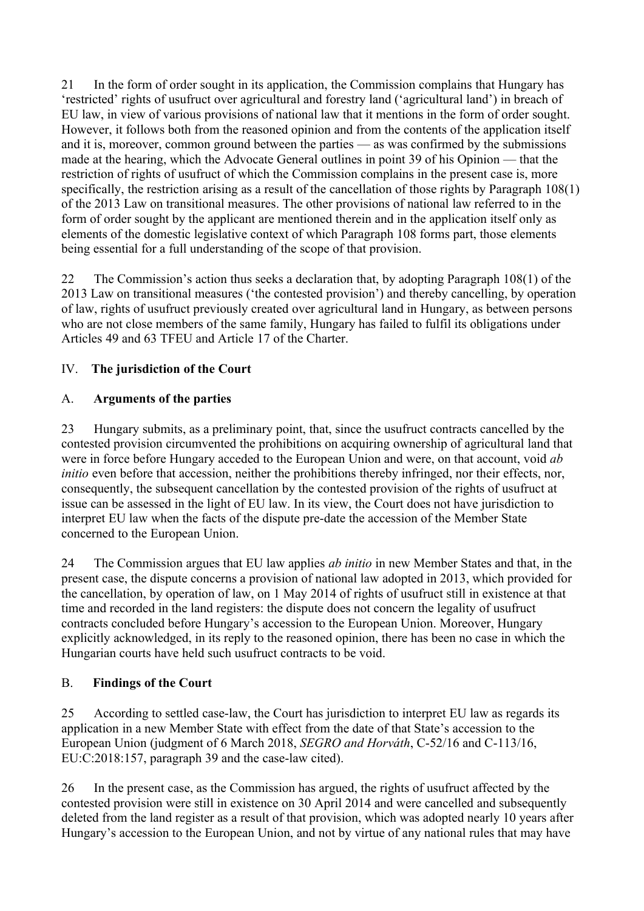21 In the form of order sought in its application, the Commission complains that Hungary has 'restricted' rights of usufruct over agricultural and forestry land ('agricultural land') in breach of EU law, in view of various provisions of national law that it mentions in the form of order sought. However, it follows both from the reasoned opinion and from the contents of the application itself and it is, moreover, common ground between the parties — as was confirmed by the submissions made at the hearing, which the Advocate General outlines in point 39 of his Opinion — that the restriction of rights of usufruct of which the Commission complains in the present case is, more specifically, the restriction arising as a result of the cancellation of those rights by Paragraph 108(1) of the 2013 Law on transitional measures. The other provisions of national law referred to in the form of order sought by the applicant are mentioned therein and in the application itself only as elements of the domestic legislative context of which Paragraph 108 forms part, those elements being essential for a full understanding of the scope of that provision.

22 The Commission's action thus seeks a declaration that, by adopting Paragraph 108(1) of the 2013 Law on transitional measures ('the contested provision') and thereby cancelling, by operation of law, rights of usufruct previously created over agricultural land in Hungary, as between persons who are not close members of the same family, Hungary has failed to fulfil its obligations under Articles 49 and 63 TFEU and Article 17 of the Charter.

## IV. The jurisdiction of the Court

### A. Arguments of the parties

23 Hungary submits, as a preliminary point, that, since the usufruct contracts cancelled by the contested provision circumvented the prohibitions on acquiring ownership of agricultural land that were in force before Hungary acceded to the European Union and were, on that account, void *ab initio* even before that accession, neither the prohibitions thereby infringed, nor their effects, nor, consequently, the subsequent cancellation by the contested provision of the rights of usufruct at issue can be assessed in the light of EU law. In its view, the Court does not have jurisdiction to interpret EU law when the facts of the dispute pre-date the accession of the Member State concerned to the European Union.

24 The Commission argues that EU law applies *ab initio* in new Member States and that, in the present case, the dispute concerns a provision of national law adopted in 2013, which provided for the cancellation, by operation of law, on 1 May 2014 of rights of usufruct still in existence at that time and recorded in the land registers: the dispute does not concern the legality of usufruct contracts concluded before Hungary's accession to the European Union. Moreover, Hungary explicitly acknowledged, in its reply to the reasoned opinion, there has been no case in which the Hungarian courts have held such usufruct contracts to be void.

### B. Findings of the Court

25 According to settled case-law, the Court has jurisdiction to interpret EU law as regards its application in a new Member State with effect from the date of that State's accession to the European Union (judgment of 6 March 2018, *SEGRO and Horváth*, C-52/16 and C-113/16, EU:C:2018:157, paragraph 39 and the case-law cited).

26 In the present case, as the Commission has argued, the rights of usufruct affected by the contested provision were still in existence on 30 April 2014 and were cancelled and subsequently deleted from the land register as a result of that provision, which was adopted nearly 10 years after Hungary's accession to the European Union, and not by virtue of any national rules that may have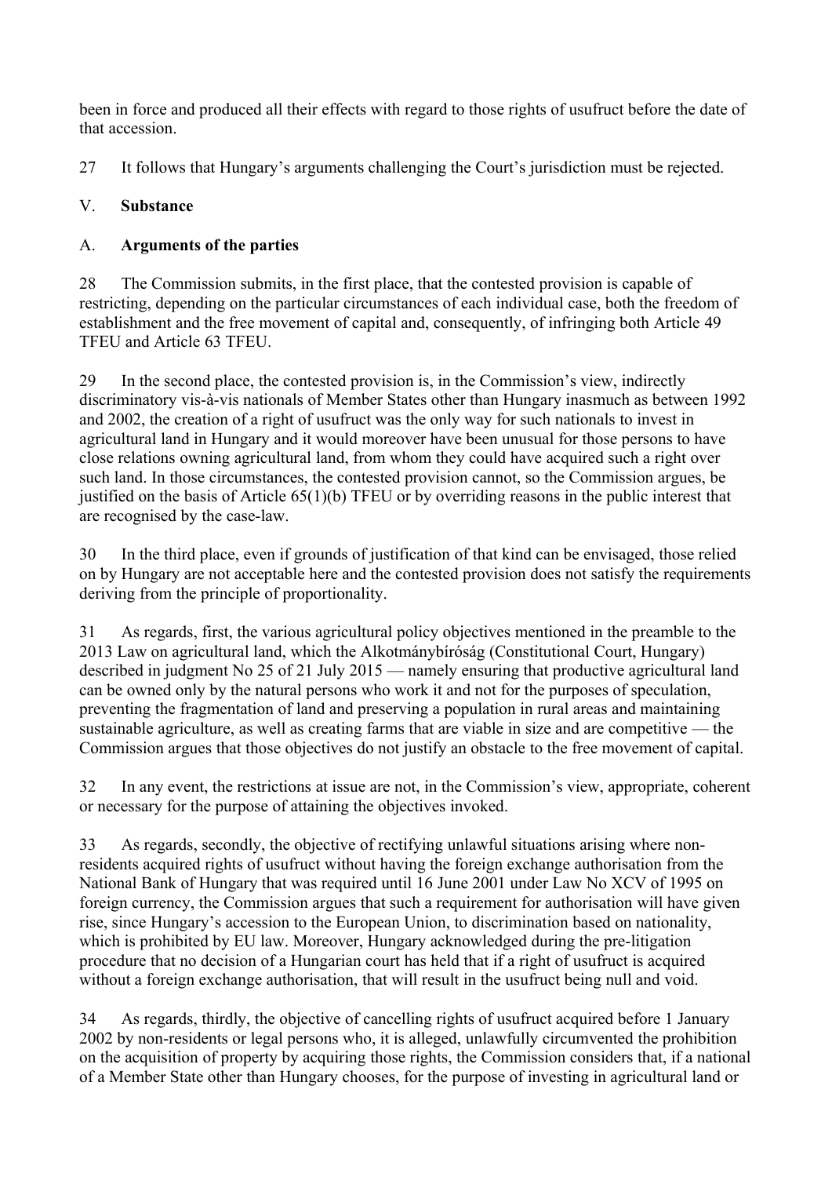been in force and produced all their effects with regard to those rights of usufruct before the date of that accession.

27 It follows that Hungary's arguments challenging the Court's jurisdiction must be rejected.

## V. **Substance**

### A. **Arguments of the parties**

28 The Commission submits, in the first place, that the contested provision is capable of restricting, depending on the particular circumstances of each individual case, both the freedom of establishment and the free movement of capital and, consequently, of infringing both Article 49 TFEU and Article 63 TFEU.

29 In the second place, the contested provision is, in the Commission's view, indirectly discriminatory vis-à-vis nationals of Member States other than Hungary inasmuch as between 1992 and 2002, the creation of a right of usufruct was the only way for such nationals to invest in agricultural land in Hungary and it would moreover have been unusual for those persons to have close relations owning agricultural land, from whom they could have acquired such a right over such land. In those circumstances, the contested provision cannot, so the Commission argues, be justified on the basis of Article 65(1)(b) TFEU or by overriding reasons in the public interest that are recognised by the case-law.

30 In the third place, even if grounds of justification of that kind can be envisaged, those relied on by Hungary are not acceptable here and the contested provision does not satisfy the requirements deriving from the principle of proportionality.

31 As regards, first, the various agricultural policy objectives mentioned in the preamble to the 2013 Law on agricultural land, which the Alkotmánybíróság (Constitutional Court, Hungary) described in judgment No 25 of 21 July 2015 — namely ensuring that productive agricultural land can be owned only by the natural persons who work it and not for the purposes of speculation, preventing the fragmentation of land and preserving a population in rural areas and maintaining sustainable agriculture, as well as creating farms that are viable in size and are competitive — the Commission argues that those objectives do not justify an obstacle to the free movement of capital.

32 In any event, the restrictions at issue are not, in the Commission's view, appropriate, coherent or necessary for the purpose of attaining the objectives invoked.

33 As regards, secondly, the objective of rectifying unlawful situations arising where non-residents acquired rights of usufruct without having the foreign exchange authorisation from the National Bank of Hungary that was required until 16 June 2001 under Law No XCV of 1995 on foreign currency, the Commission argues that such a requirement for authorisation will have given rise, since Hungary's accession to the European Union, to discrimination based on nationality, which is prohibited by EU law. Moreover, Hungary acknowledged during the pre-litigation procedure that no decision of a Hungarian court has held that if a right of usufruct is acquired without a foreign exchange authorisation, that will result in the usufruct being null and void.

34 As regards, thirdly, the objective of cancelling rights of usufruct acquired before 1 January 2002 by non-residents or legal persons who, it is alleged, unlawfully circumvented the prohibition on the acquisition of property by acquiring those rights, the Commission considers that, if a national of a Member State other than Hungary chooses, for the purpose of investing in agricultural land or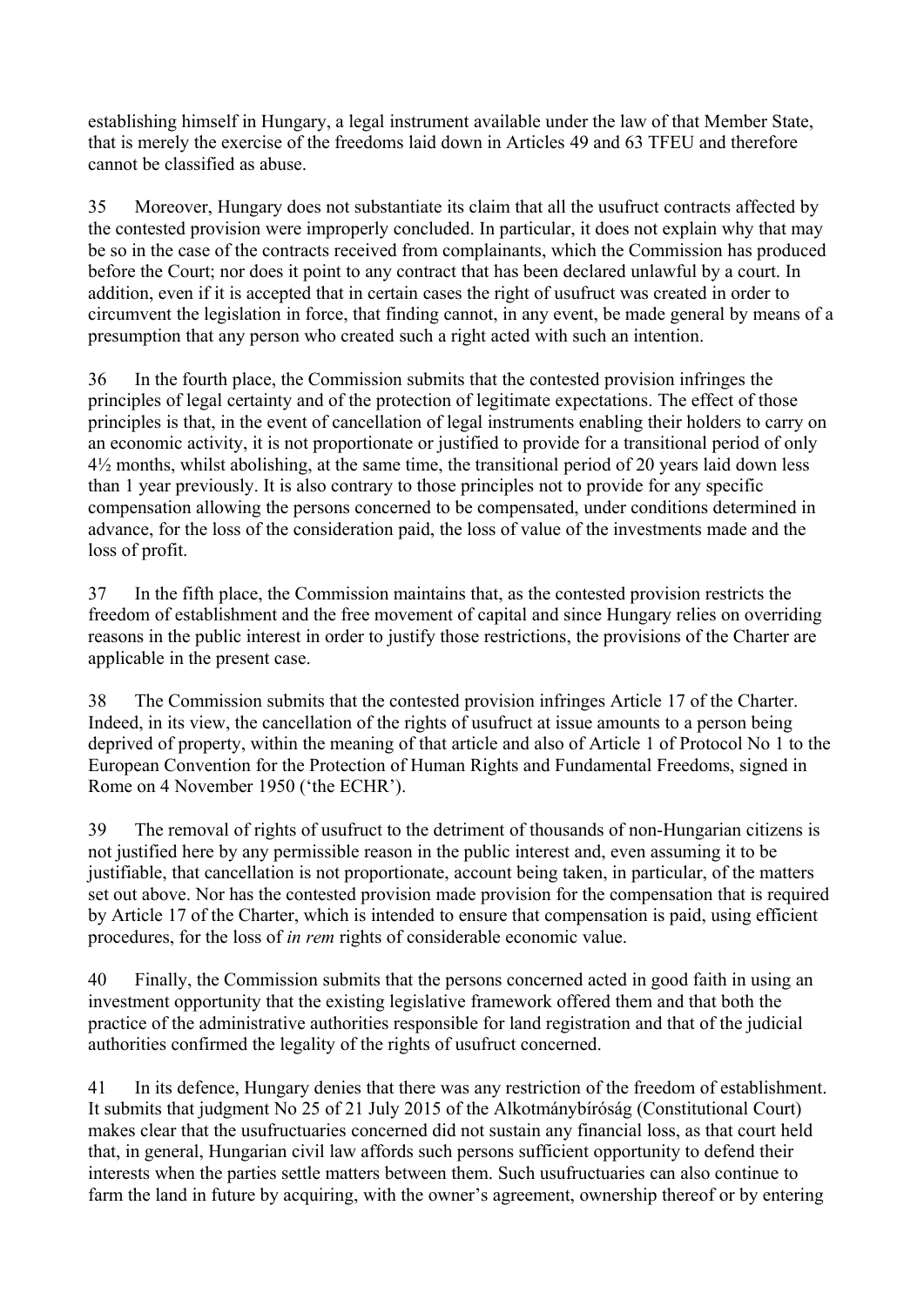establishing himself in Hungary, a legal instrument available under the law of that Member State, that is merely the exercise of the freedoms laid down in Articles 49 and 63 TFEU and therefore cannot be classified as abuse.

35 Moreover, Hungary does not substantiate its claim that all the usufruct contracts affected by the contested provision were improperly concluded. In particular, it does not explain why that may be so in the case of the contracts received from complainants, which the Commission has produced before the Court; nor does it point to any contract that has been declared unlawful by a court. In addition, even if it is accepted that in certain cases the right of usufruct was created in order to circumvent the legislation in force, that finding cannot, in any event, be made general by means of a presumption that any person who created such a right acted with such an intention.

36 In the fourth place, the Commission submits that the contested provision infringes the principles of legal certainty and of the protection of legitimate expectations. The effect of those principles is that, in the event of cancellation of legal instruments enabling their holders to carry on an economic activity, it is not proportionate or justified to provide for a transitional period of only 4½ months, whilst abolishing, at the same time, the transitional period of 20 years laid down less than 1 year previously. It is also contrary to those principles not to provide for any specific compensation allowing the persons concerned to be compensated, under conditions determined in advance, for the loss of the consideration paid, the loss of value of the investments made and the loss of profit.

37 In the fifth place, the Commission maintains that, as the contested provision restricts the freedom of establishment and the free movement of capital and since Hungary relies on overriding reasons in the public interest in order to justify those restrictions, the provisions of the Charter are applicable in the present case.

38 The Commission submits that the contested provision infringes Article 17 of the Charter. Indeed, in its view, the cancellation of the rights of usufruct at issue amounts to a person being deprived of property, within the meaning of that article and also of Article 1 of Protocol No 1 to the European Convention for the Protection of Human Rights and Fundamental Freedoms, signed in Rome on 4 November 1950 ('the ECHR').

39 The removal of rights of usufruct to the detriment of thousands of non-Hungarian citizens is not justified here by any permissible reason in the public interest and, even assuming it to be justifiable, that cancellation is not proportionate, account being taken, in particular, of the matters set out above. Nor has the contested provision made provision for the compensation that is required by Article 17 of the Charter, which is intended to ensure that compensation is paid, using efficient procedures, for the loss of *in rem* rights of considerable economic value.

40 Finally, the Commission submits that the persons concerned acted in good faith in using an investment opportunity that the existing legislative framework offered them and that both the practice of the administrative authorities responsible for land registration and that of the judicial authorities confirmed the legality of the rights of usufruct concerned.

41 In its defence, Hungary denies that there was any restriction of the freedom of establishment. It submits that judgment No 25 of 21 July 2015 of the Alkotmánybíróság (Constitutional Court) makes clear that the usufructuaries concerned did not sustain any financial loss, as that court held that, in general, Hungarian civil law affords such persons sufficient opportunity to defend their interests when the parties settle matters between them. Such usufructuaries can also continue to farm the land in future by acquiring, with the owner's agreement, ownership thereof or by entering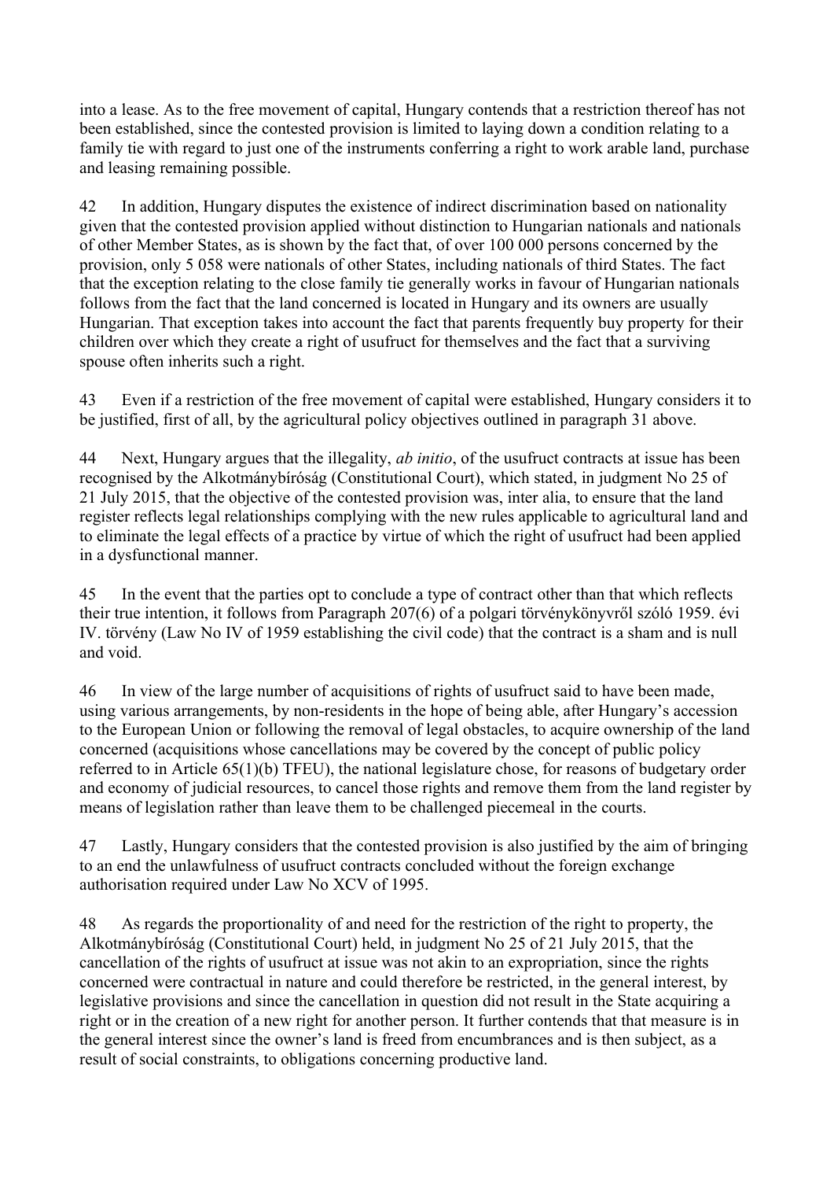into a lease. As to the free movement of capital, Hungary contends that a restriction thereof has not been established, since the contested provision is limited to laying down a condition relating to a family tie with regard to just one of the instruments conferring a right to work arable land, purchase and leasing remaining possible.

42 In addition, Hungary disputes the existence of indirect discrimination based on nationality given that the contested provision applied without distinction to Hungarian nationals and nationals of other Member States, as is shown by the fact that, of over 100 000 persons concerned by the provision, only 5 058 were nationals of other States, including nationals of third States. The fact that the exception relating to the close family tie generally works in favour of Hungarian nationals follows from the fact that the land concerned is located in Hungary and its owners are usually Hungarian. That exception takes into account the fact that parents frequently buy property for their children over which they create a right of usufruct for themselves and the fact that a surviving spouse often inherits such a right.

43 Even if a restriction of the free movement of capital were established, Hungary considers it to be justified, first of all, by the agricultural policy objectives outlined in paragraph 31 above.

44 Next, Hungary argues that the illegality, *ab initio*, of the usufruct contracts at issue has been recognised by the Alkotmánybíróság (Constitutional Court), which stated, in judgment No 25 of 21 July 2015, that the objective of the contested provision was, inter alia, to ensure that the land register reflects legal relationships complying with the new rules applicable to agricultural land and to eliminate the legal effects of a practice by virtue of which the right of usufruct had been applied in a dysfunctional manner.

45 In the event that the parties opt to conclude a type of contract other than that which reflects their true intention, it follows from Paragraph 207(6) of a polgari törvénykönyvről szóló 1959. évi IV. törvény (Law No IV of 1959 establishing the civil code) that the contract is a sham and is null and void.

46 In view of the large number of acquisitions of rights of usufruct said to have been made, using various arrangements, by non-residents in the hope of being able, after Hungary's accession to the European Union or following the removal of legal obstacles, to acquire ownership of the land concerned (acquisitions whose cancellations may be covered by the concept of public policy referred to in Article 65(1)(b) TFEU), the national legislature chose, for reasons of budgetary order and economy of judicial resources, to cancel those rights and remove them from the land register by means of legislation rather than leave them to be challenged piecemeal in the courts.

47 Lastly, Hungary considers that the contested provision is also justified by the aim of bringing to an end the unlawfulness of usufruct contracts concluded without the foreign exchange authorisation required under Law No XCV of 1995.

48 As regards the proportionality of and need for the restriction of the right to property, the Alkotmánybíróság (Constitutional Court) held, in judgment No 25 of 21 July 2015, that the cancellation of the rights of usufruct at issue was not akin to an expropriation, since the rights concerned were contractual in nature and could therefore be restricted, in the general interest, by legislative provisions and since the cancellation in question did not result in the State acquiring a right or in the creation of a new right for another person. It further contends that that measure is in the general interest since the owner's land is freed from encumbrances and is then subject, as a result of social constraints, to obligations concerning productive land.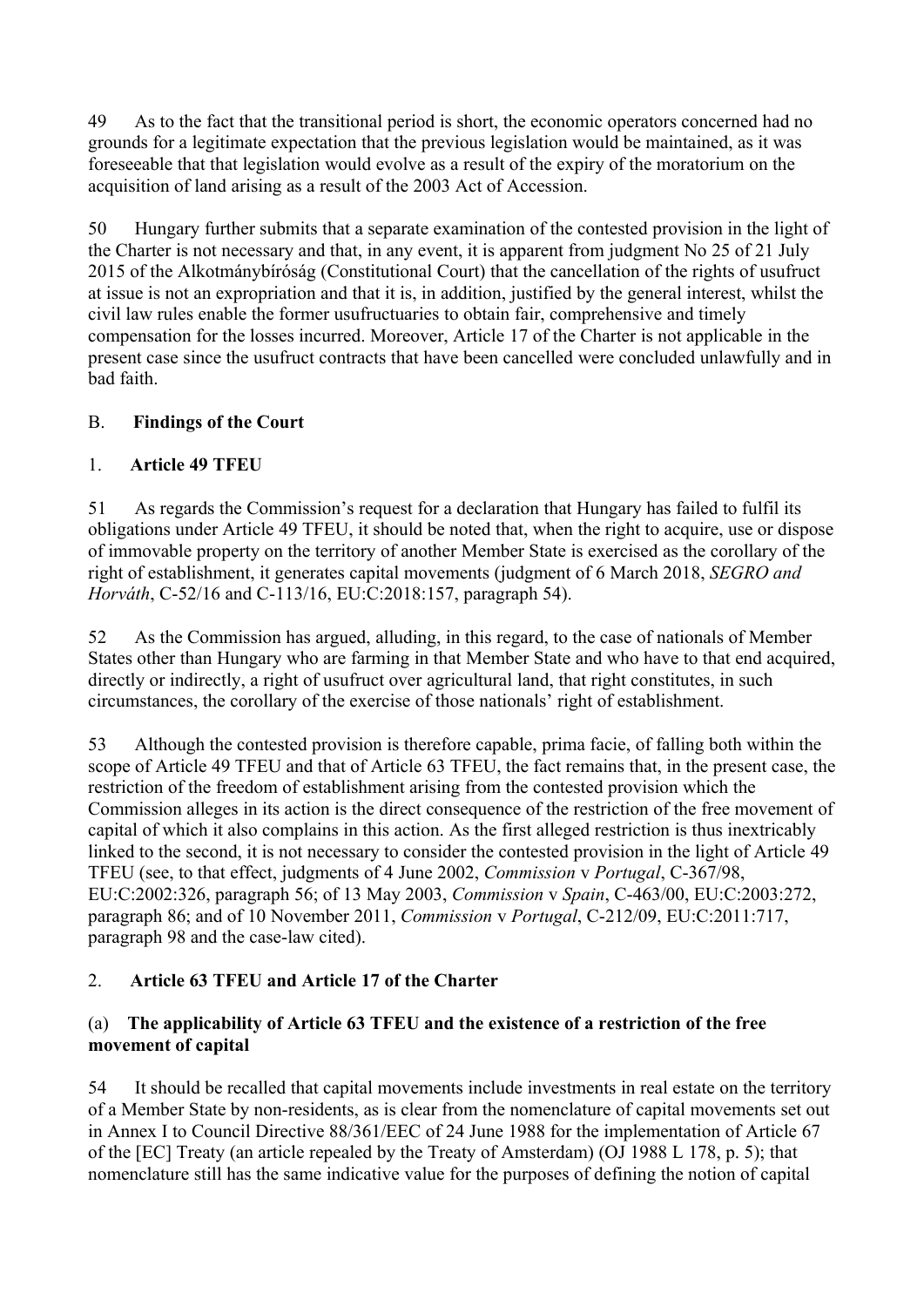49 As to the fact that the transitional period is short, the economic operators concerned had no grounds for a legitimate expectation that the previous legislation would be maintained, as it was foreseeable that that legislation would evolve as a result of the expiry of the moratorium on the acquisition of land arising as a result of the 2003 Act of Accession.

50 Hungary further submits that a separate examination of the contested provision in the light of the Charter is not necessary and that, in any event, it is apparent from judgment No 25 of 21 July 2015 of the Alkotmánybíróság (Constitutional Court) that the cancellation of the rights of usufruct at issue is not an expropriation and that it is, in addition, justified by the general interest, whilst the civil law rules enable the former usufructuaries to obtain fair, comprehensive and timely compensation for the losses incurred. Moreover, Article 17 of the Charter is not applicable in the present case since the usufruct contracts that have been cancelled were concluded unlawfully and in bad faith.

## B. **Findings of the Court**

### 1. **Article 49 TFEU**

51 As regards the Commission's request for a declaration that Hungary has failed to fulfil its obligations under Article 49 TFEU, it should be noted that, when the right to acquire, use or dispose of immovable property on the territory of another Member State is exercised as the corollary of the right of establishment, it generates capital movements (judgment of 6 March 2018, *SEGRO and Horváth*, C-52/16 and C-113/16, EU:C:2018:157, paragraph 54).

52 As the Commission has argued, alluding, in this regard, to the case of nationals of Member States other than Hungary who are farming in that Member State and who have to that end acquired, directly or indirectly, a right of usufruct over agricultural land, that right constitutes, in such circumstances, the corollary of the exercise of those nationals' right of establishment.

53 Although the contested provision is therefore capable, prima facie, of falling both within the scope of Article 49 TFEU and that of Article 63 TFEU, the fact remains that, in the present case, the restriction of the freedom of establishment arising from the contested provision which the Commission alleges in its action is the direct consequence of the restriction of the free movement of capital of which it also complains in this action. As the first alleged restriction is thus inextricably linked to the second, it is not necessary to consider the contested provision in the light of Article 49 TFEU (see, to that effect, judgments of 4 June 2002, *Commission* v *Portugal*, C-367/98, EU:C:2002:326, paragraph 56; of 13 May 2003, *Commission* v *Spain*, C-463/00, EU:C:2003:272, paragraph 86; and of 10 November 2011, *Commission* v *Portugal*, C-212/09, EU:C:2011:717, paragraph 98 and the case-law cited).

### 2. **Article 63 TFEU and Article 17 of the Charter**

#### (a) **The applicability of Article 63 TFEU and the existence of a restriction of the free movement of capital**

54 It should be recalled that capital movements include investments in real estate on the territory of a Member State by non-residents, as is clear from the nomenclature of capital movements set out in Annex I to Council Directive 88/361/EEC of 24 June 1988 for the implementation of Article 67 of the [EC] Treaty (an article repealed by the Treaty of Amsterdam) (OJ 1988 L 178, p. 5); that nomenclature still has the same indicative value for the purposes of defining the notion of capital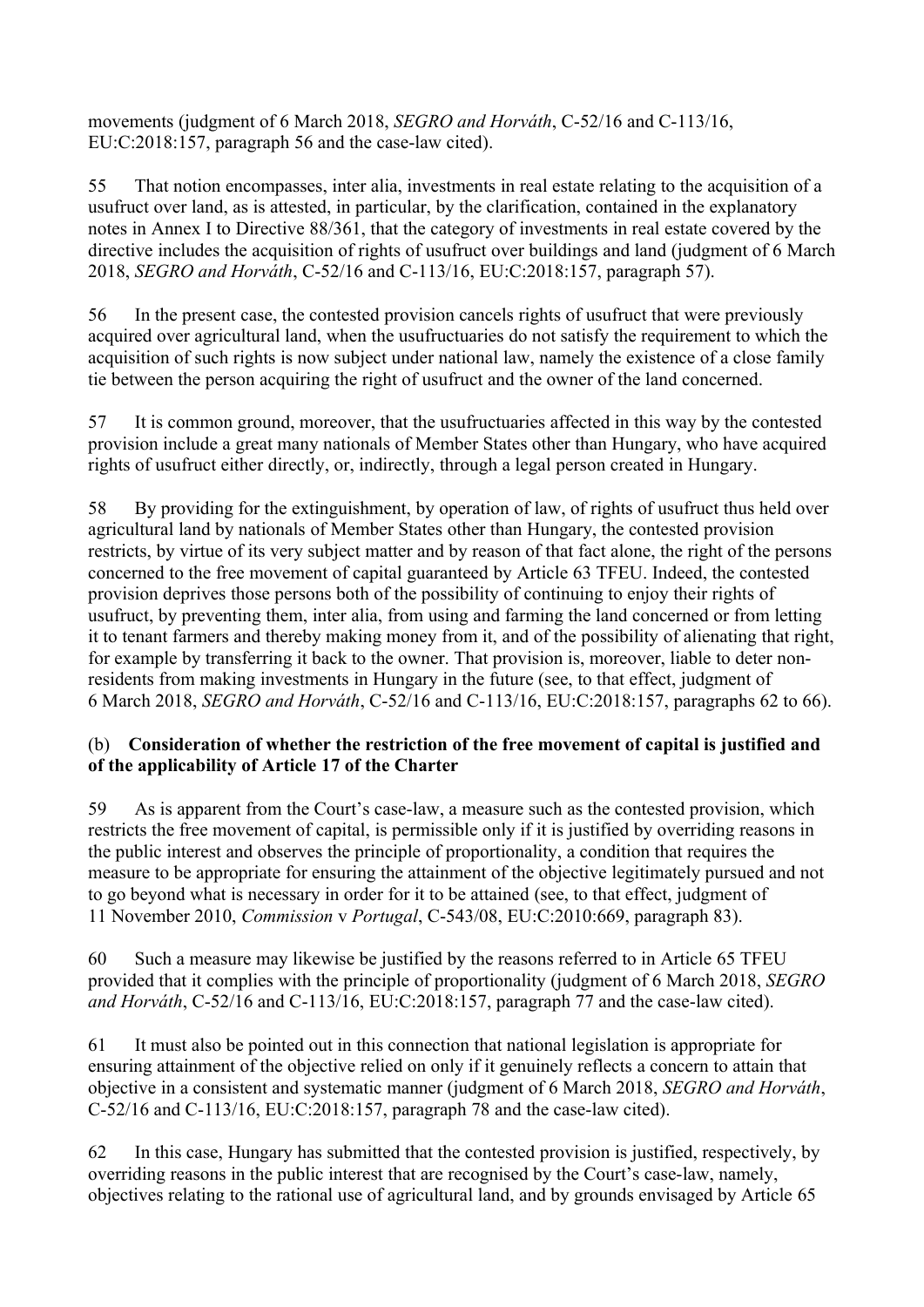movements (judgment of 6 March 2018, *SEGRO and Horváth*, C-52/16 and C-113/16, EU:C:2018:157, paragraph 56 and the case-law cited).

55 That notion encompasses, inter alia, investments in real estate relating to the acquisition of a usufruct over land, as is attested, in particular, by the clarification, contained in the explanatory notes in Annex I to Directive 88/361, that the category of investments in real estate covered by the directive includes the acquisition of rights of usufruct over buildings and land (judgment of 6 March 2018, *SEGRO and Horváth*, C-52/16 and C-113/16, EU:C:2018:157, paragraph 57).

56 In the present case, the contested provision cancels rights of usufruct that were previously acquired over agricultural land, when the usufructuaries do not satisfy the requirement to which the acquisition of such rights is now subject under national law, namely the existence of a close family tie between the person acquiring the right of usufruct and the owner of the land concerned.

57 It is common ground, moreover, that the usufructuaries affected in this way by the contested provision include a great many nationals of Member States other than Hungary, who have acquired rights of usufruct either directly, or, indirectly, through a legal person created in Hungary.

58 By providing for the extinguishment, by operation of law, of rights of usufruct thus held over agricultural land by nationals of Member States other than Hungary, the contested provision restricts, by virtue of its very subject matter and by reason of that fact alone, the right of the persons concerned to the free movement of capital guaranteed by Article 63 TFEU. Indeed, the contested provision deprives those persons both of the possibility of continuing to enjoy their rights of usufruct, by preventing them, inter alia, from using and farming the land concerned or from letting it to tenant farmers and thereby making money from it, and of the possibility of alienating that right, for example by transferring it back to the owner. That provision is, moreover, liable to deter non-residents from making investments in Hungary in the future (see, to that effect, judgment of 6 March 2018, *SEGRO and Horváth*, C-52/16 and C-113/16, EU:C:2018:157, paragraphs 62 to 66).

(b) **Consideration of whether the restriction of the free movement of capital is justified and of the applicability of Article 17 of the Charter**

59 As is apparent from the Court's case-law, a measure such as the contested provision, which restricts the free movement of capital, is permissible only if it is justified by overriding reasons in the public interest and observes the principle of proportionality, a condition that requires the measure to be appropriate for ensuring the attainment of the objective legitimately pursued and not to go beyond what is necessary in order for it to be attained (see, to that effect, judgment of 11 November 2010, *Commission* v *Portugal*, C-543/08, EU:C:2010:669, paragraph 83).

60 Such a measure may likewise be justified by the reasons referred to in Article 65 TFEU provided that it complies with the principle of proportionality (judgment of 6 March 2018, *SEGRO and Horváth*, C-52/16 and C-113/16, EU:C:2018:157, paragraph 77 and the case-law cited).

61 It must also be pointed out in this connection that national legislation is appropriate for ensuring attainment of the objective relied on only if it genuinely reflects a concern to attain that objective in a consistent and systematic manner (judgment of 6 March 2018, *SEGRO and Horváth*, C-52/16 and C-113/16, EU:C:2018:157, paragraph 78 and the case-law cited).

62 In this case, Hungary has submitted that the contested provision is justified, respectively, by overriding reasons in the public interest that are recognised by the Court's case-law, namely, objectives relating to the rational use of agricultural land, and by grounds envisaged by Article 65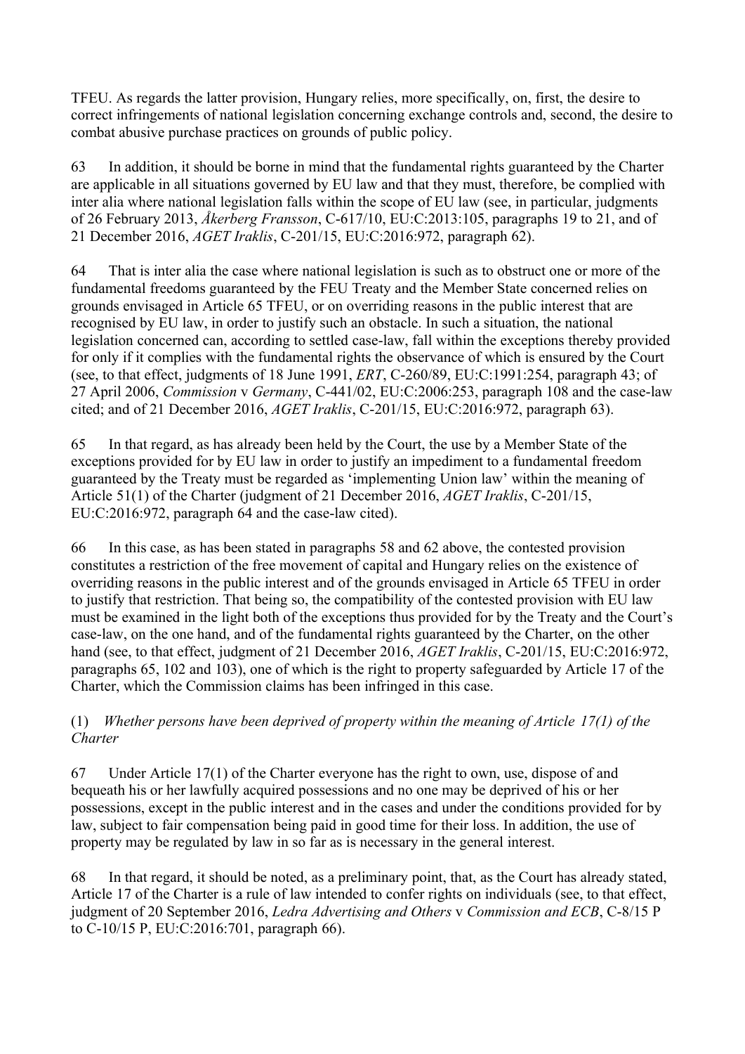TFEU. As regards the latter provision, Hungary relies, more specifically, on, first, the desire to correct infringements of national legislation concerning exchange controls and, second, the desire to combat abusive purchase practices on grounds of public policy.

63 In addition, it should be borne in mind that the fundamental rights guaranteed by the Charter are applicable in all situations governed by EU law and that they must, therefore, be complied with inter alia where national legislation falls within the scope of EU law (see, in particular, judgments of 26 February 2013, *Åkerberg Fransson*, C-617/10, EU:C:2013:105, paragraphs 19 to 21, and of 21 December 2016, *AGET Iraklis*, C-201/15, EU:C:2016:972, paragraph 62).

64 That is inter alia the case where national legislation is such as to obstruct one or more of the fundamental freedoms guaranteed by the FEU Treaty and the Member State concerned relies on grounds envisaged in Article 65 TFEU, or on overriding reasons in the public interest that are recognised by EU law, in order to justify such an obstacle. In such a situation, the national legislation concerned can, according to settled case-law, fall within the exceptions thereby provided for only if it complies with the fundamental rights the observance of which is ensured by the Court (see, to that effect, judgments of 18 June 1991, *ERT*, C-260/89, EU:C:1991:254, paragraph 43; of 27 April 2006, *Commission* v *Germany*, C-441/02, EU:C:2006:253, paragraph 108 and the case-law cited; and of 21 December 2016, *AGET Iraklis*, C-201/15, EU:C:2016:972, paragraph 63).

65 In that regard, as has already been held by the Court, the use by a Member State of the exceptions provided for by EU law in order to justify an impediment to a fundamental freedom guaranteed by the Treaty must be regarded as 'implementing Union law' within the meaning of Article 51(1) of the Charter (judgment of 21 December 2016, *AGET Iraklis*, C-201/15, EU:C:2016:972, paragraph 64 and the case-law cited).

66 In this case, as has been stated in paragraphs 58 and 62 above, the contested provision constitutes a restriction of the free movement of capital and Hungary relies on the existence of overriding reasons in the public interest and of the grounds envisaged in Article 65 TFEU in order to justify that restriction. That being so, the compatibility of the contested provision with EU law must be examined in the light both of the exceptions thus provided for by the Treaty and the Court's case-law, on the one hand, and of the fundamental rights guaranteed by the Charter, on the other hand (see, to that effect, judgment of 21 December 2016, *AGET Iraklis*, C-201/15, EU:C:2016:972, paragraphs 65, 102 and 103), one of which is the right to property safeguarded by Article 17 of the Charter, which the Commission claims has been infringed in this case.

(1) *Whether persons have been deprived of property within the meaning of Article 17(1) of the Charter*

67 Under Article 17(1) of the Charter everyone has the right to own, use, dispose of and bequeath his or her lawfully acquired possessions and no one may be deprived of his or her possessions, except in the public interest and in the cases and under the conditions provided for by law, subject to fair compensation being paid in good time for their loss. In addition, the use of property may be regulated by law in so far as is necessary in the general interest.

68 In that regard, it should be noted, as a preliminary point, that, as the Court has already stated, Article 17 of the Charter is a rule of law intended to confer rights on individuals (see, to that effect, judgment of 20 September 2016, *Ledra Advertising and Others* v *Commission and ECB*, C-8/15 P to C-10/15 P, EU:C:2016:701, paragraph 66).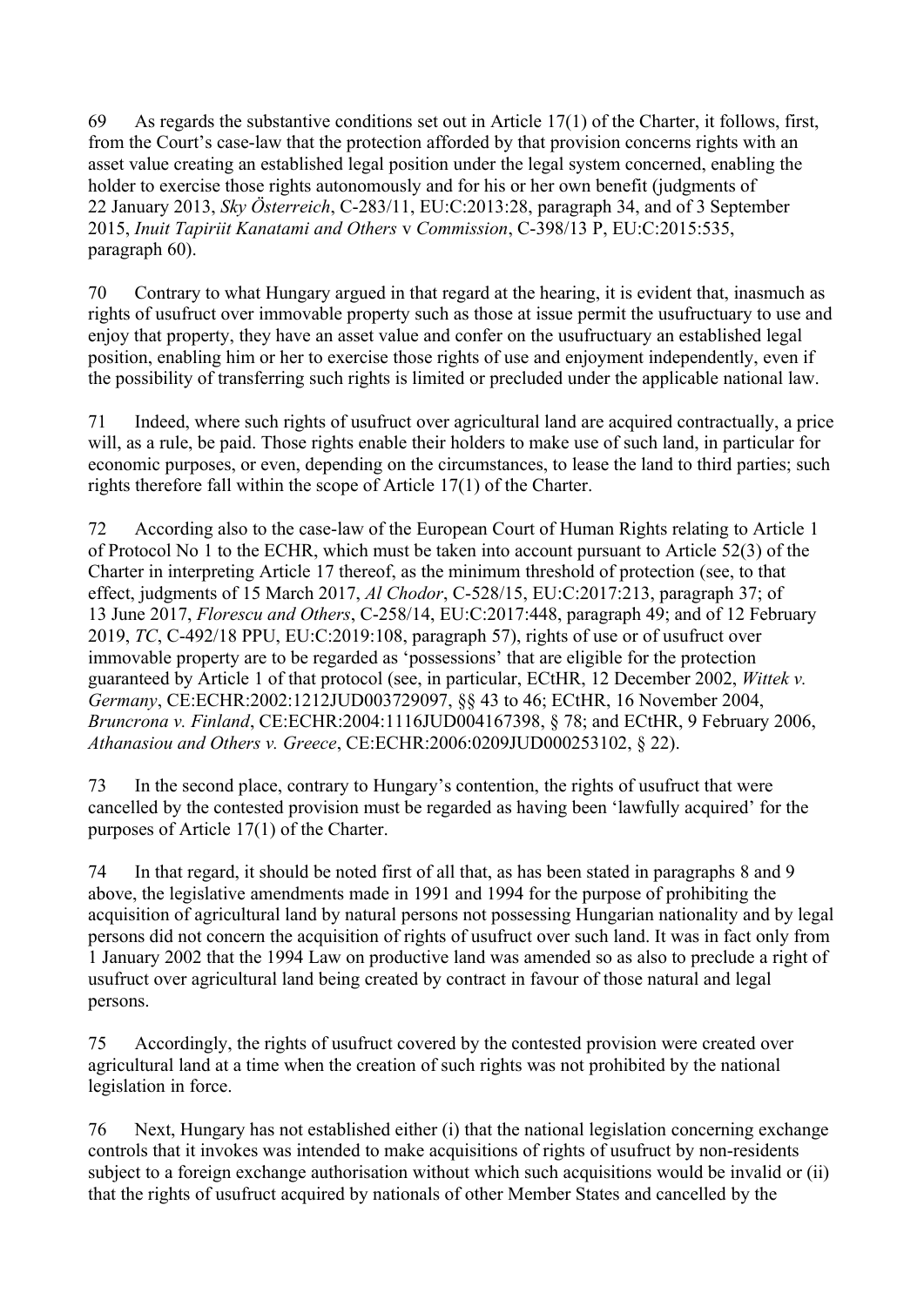69 As regards the substantive conditions set out in Article 17(1) of the Charter, it follows, first, from the Court's case-law that the protection afforded by that provision concerns rights with an asset value creating an established legal position under the legal system concerned, enabling the holder to exercise those rights autonomously and for his or her own benefit (judgments of 22 January 2013, *Sky Österreich*, C-283/11, EU:C:2013:28, paragraph 34, and of 3 September 2015, *Inuit Tapiriit Kanatami and Others* v *Commission*, C-398/13 P, EU:C:2015:535, paragraph 60).

70 Contrary to what Hungary argued in that regard at the hearing, it is evident that, inasmuch as rights of usufruct over immovable property such as those at issue permit the usufructuary to use and enjoy that property, they have an asset value and confer on the usufructuary an established legal position, enabling him or her to exercise those rights of use and enjoyment independently, even if the possibility of transferring such rights is limited or precluded under the applicable national law.

71 Indeed, where such rights of usufruct over agricultural land are acquired contractually, a price will, as a rule, be paid. Those rights enable their holders to make use of such land, in particular for economic purposes, or even, depending on the circumstances, to lease the land to third parties; such rights therefore fall within the scope of Article 17(1) of the Charter.

72 According also to the case-law of the European Court of Human Rights relating to Article 1 of Protocol No 1 to the ECHR, which must be taken into account pursuant to Article 52(3) of the Charter in interpreting Article 17 thereof, as the minimum threshold of protection (see, to that effect, judgments of 15 March 2017, *Al Chodor*, C-528/15, EU:C:2017:213, paragraph 37; of 13 June 2017, *Florescu and Others*, C-258/14, EU:C:2017:448, paragraph 49; and of 12 February 2019, *TC*, C-492/18 PPU, EU:C:2019:108, paragraph 57), rights of use or of usufruct over immovable property are to be regarded as 'possessions' that are eligible for the protection guaranteed by Article 1 of that protocol (see, in particular, ECtHR, 12 December 2002, *Wittek v. Germany*, CE:ECHR:2002:1212JUD003729097, §§ 43 to 46; ECtHR, 16 November 2004, *Bruncrona v. Finland*, CE:ECHR:2004:1116JUD004167398, § 78; and ECtHR, 9 February 2006, *Athanasiou and Others v. Greece*, CE:ECHR:2006:0209JUD000253102, § 22).

73 In the second place, contrary to Hungary's contention, the rights of usufruct that were cancelled by the contested provision must be regarded as having been 'lawfully acquired' for the purposes of Article 17(1) of the Charter.

74 In that regard, it should be noted first of all that, as has been stated in paragraphs 8 and 9 above, the legislative amendments made in 1991 and 1994 for the purpose of prohibiting the acquisition of agricultural land by natural persons not possessing Hungarian nationality and by legal persons did not concern the acquisition of rights of usufruct over such land. It was in fact only from 1 January 2002 that the 1994 Law on productive land was amended so as also to preclude a right of usufruct over agricultural land being created by contract in favour of those natural and legal persons.

75 Accordingly, the rights of usufruct covered by the contested provision were created over agricultural land at a time when the creation of such rights was not prohibited by the national legislation in force.

76 Next, Hungary has not established either (i) that the national legislation concerning exchange controls that it invokes was intended to make acquisitions of rights of usufruct by non-residents subject to a foreign exchange authorisation without which such acquisitions would be invalid or (ii) that the rights of usufruct acquired by nationals of other Member States and cancelled by the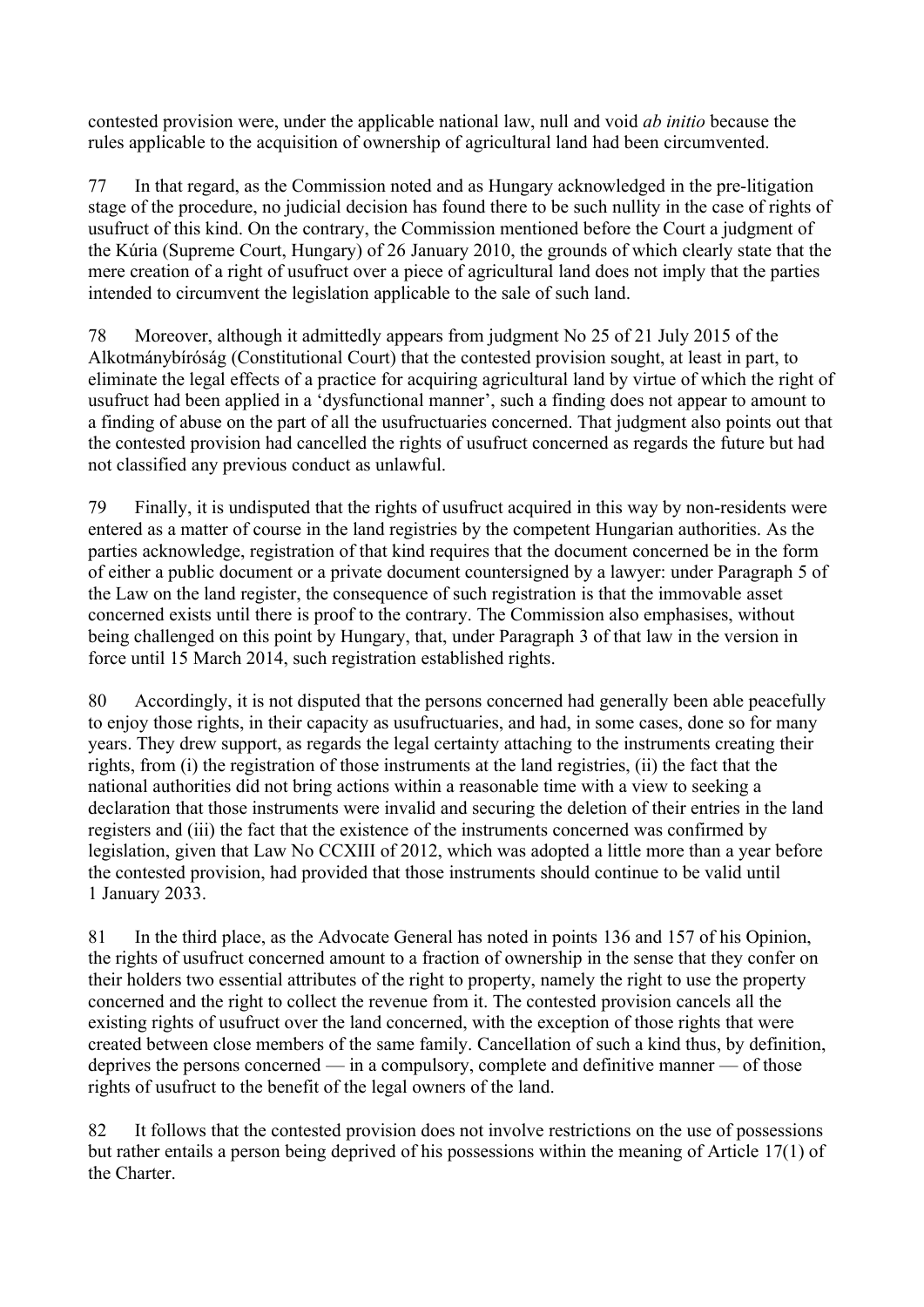contested provision were, under the applicable national law, null and void *ab initio* because the rules applicable to the acquisition of ownership of agricultural land had been circumvented.

77 In that regard, as the Commission noted and as Hungary acknowledged in the pre-litigation stage of the procedure, no judicial decision has found there to be such nullity in the case of rights of usufruct of this kind. On the contrary, the Commission mentioned before the Court a judgment of the Kúria (Supreme Court, Hungary) of 26 January 2010, the grounds of which clearly state that the mere creation of a right of usufruct over a piece of agricultural land does not imply that the parties intended to circumvent the legislation applicable to the sale of such land.

78 Moreover, although it admittedly appears from judgment No 25 of 21 July 2015 of the Alkotmánybíróság (Constitutional Court) that the contested provision sought, at least in part, to eliminate the legal effects of a practice for acquiring agricultural land by virtue of which the right of usufruct had been applied in a 'dysfunctional manner', such a finding does not appear to amount to a finding of abuse on the part of all the usufructuaries concerned. That judgment also points out that the contested provision had cancelled the rights of usufruct concerned as regards the future but had not classified any previous conduct as unlawful.

79 Finally, it is undisputed that the rights of usufruct acquired in this way by non-residents were entered as a matter of course in the land registries by the competent Hungarian authorities. As the parties acknowledge, registration of that kind requires that the document concerned be in the form of either a public document or a private document countersigned by a lawyer: under Paragraph 5 of the Law on the land register, the consequence of such registration is that the immovable asset concerned exists until there is proof to the contrary. The Commission also emphasises, without being challenged on this point by Hungary, that, under Paragraph 3 of that law in the version in force until 15 March 2014, such registration established rights.

80 Accordingly, it is not disputed that the persons concerned had generally been able peacefully to enjoy those rights, in their capacity as usufructuaries, and had, in some cases, done so for many years. They drew support, as regards the legal certainty attaching to the instruments creating their rights, from (i) the registration of those instruments at the land registries, (ii) the fact that the national authorities did not bring actions within a reasonable time with a view to seeking a declaration that those instruments were invalid and securing the deletion of their entries in the land registers and (iii) the fact that the existence of the instruments concerned was confirmed by legislation, given that Law No CCXIII of 2012, which was adopted a little more than a year before the contested provision, had provided that those instruments should continue to be valid until 1 January 2033.

81 In the third place, as the Advocate General has noted in points 136 and 157 of his Opinion, the rights of usufruct concerned amount to a fraction of ownership in the sense that they confer on their holders two essential attributes of the right to property, namely the right to use the property concerned and the right to collect the revenue from it. The contested provision cancels all the existing rights of usufruct over the land concerned, with the exception of those rights that were created between close members of the same family. Cancellation of such a kind thus, by definition, deprives the persons concerned — in a compulsory, complete and definitive manner — of those rights of usufruct to the benefit of the legal owners of the land.

82 It follows that the contested provision does not involve restrictions on the use of possessions but rather entails a person being deprived of his possessions within the meaning of Article 17(1) of the Charter.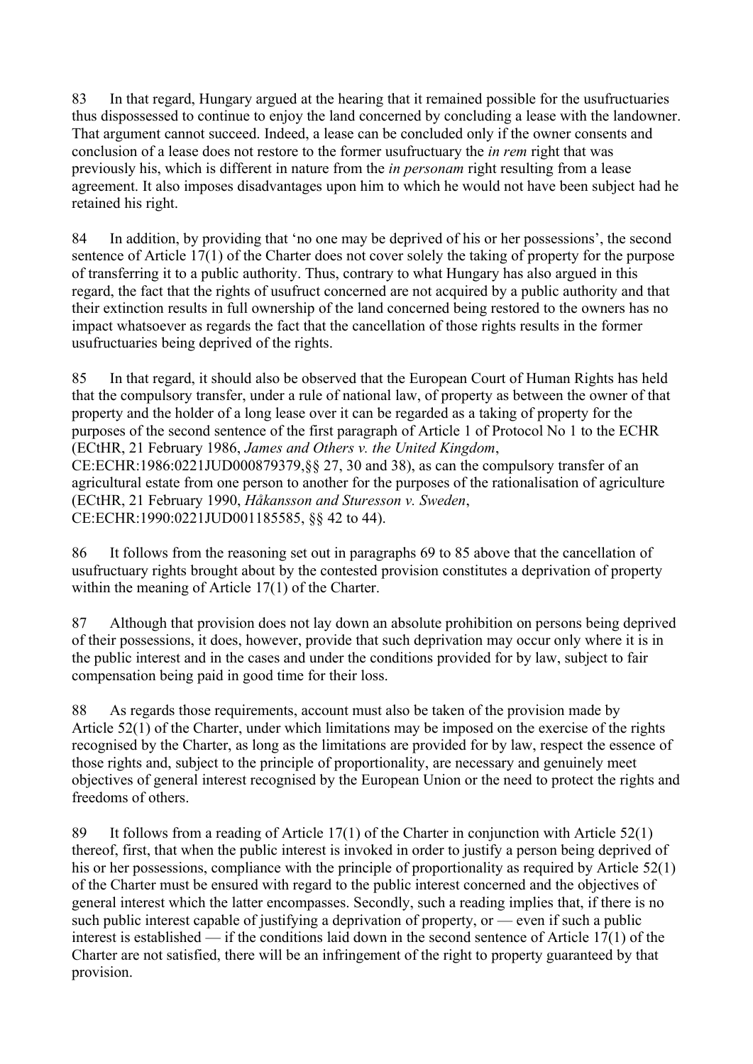83 In that regard, Hungary argued at the hearing that it remained possible for the usufructuaries thus dispossessed to continue to enjoy the land concerned by concluding a lease with the landowner. That argument cannot succeed. Indeed, a lease can be concluded only if the owner consents and conclusion of a lease does not restore to the former usufructuary the *in rem* right that was previously his, which is different in nature from the *in personam* right resulting from a lease agreement. It also imposes disadvantages upon him to which he would not have been subject had he retained his right.

84 In addition, by providing that 'no one may be deprived of his or her possessions', the second sentence of Article 17(1) of the Charter does not cover solely the taking of property for the purpose of transferring it to a public authority. Thus, contrary to what Hungary has also argued in this regard, the fact that the rights of usufruct concerned are not acquired by a public authority and that their extinction results in full ownership of the land concerned being restored to the owners has no impact whatsoever as regards the fact that the cancellation of those rights results in the former usufructuaries being deprived of the rights.

85 In that regard, it should also be observed that the European Court of Human Rights has held that the compulsory transfer, under a rule of national law, of property as between the owner of that property and the holder of a long lease over it can be regarded as a taking of property for the purposes of the second sentence of the first paragraph of Article 1 of Protocol No 1 to the ECHR (ECtHR, 21 February 1986, *James and Others v. the United Kingdom*, CE:ECHR:1986:0221JUD000879379,§§ 27, 30 and 38), as can the compulsory transfer of an agricultural estate from one person to another for the purposes of the rationalisation of agriculture (ECtHR, 21 February 1990, *Håkansson and Sturesson v. Sweden*, CE:ECHR:1990:0221JUD001185585, §§ 42 to 44).

86 It follows from the reasoning set out in paragraphs 69 to 85 above that the cancellation of usufructuary rights brought about by the contested provision constitutes a deprivation of property within the meaning of Article 17(1) of the Charter.

87 Although that provision does not lay down an absolute prohibition on persons being deprived of their possessions, it does, however, provide that such deprivation may occur only where it is in the public interest and in the cases and under the conditions provided for by law, subject to fair compensation being paid in good time for their loss.

88 As regards those requirements, account must also be taken of the provision made by Article 52(1) of the Charter, under which limitations may be imposed on the exercise of the rights recognised by the Charter, as long as the limitations are provided for by law, respect the essence of those rights and, subject to the principle of proportionality, are necessary and genuinely meet objectives of general interest recognised by the European Union or the need to protect the rights and freedoms of others.

89 It follows from a reading of Article 17(1) of the Charter in conjunction with Article 52(1) thereof, first, that when the public interest is invoked in order to justify a person being deprived of his or her possessions, compliance with the principle of proportionality as required by Article 52(1) of the Charter must be ensured with regard to the public interest concerned and the objectives of general interest which the latter encompasses. Secondly, such a reading implies that, if there is no such public interest capable of justifying a deprivation of property, or — even if such a public interest is established — if the conditions laid down in the second sentence of Article 17(1) of the Charter are not satisfied, there will be an infringement of the right to property guaranteed by that provision.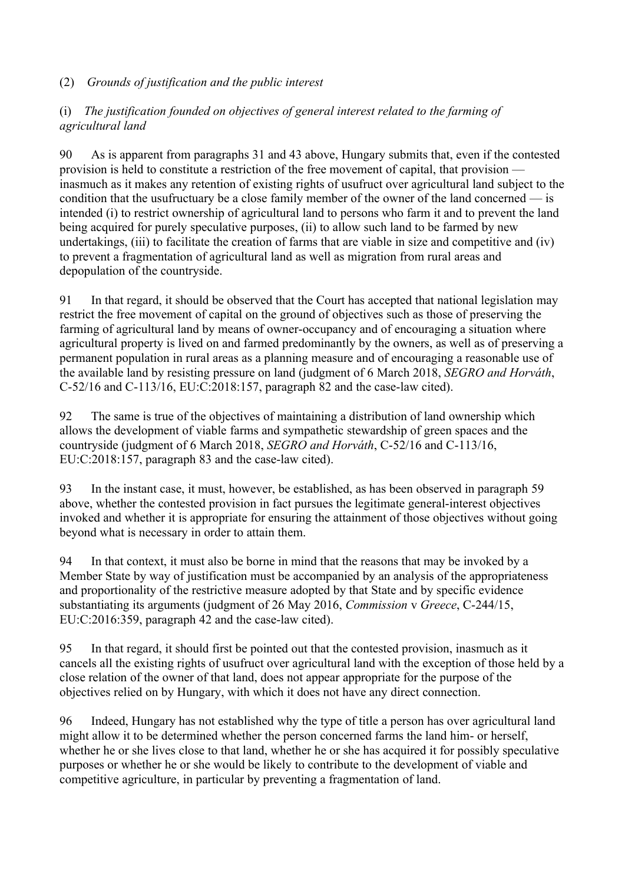(2) *Grounds of justification and the public interest*

(i) *The justification founded on objectives of general interest related to the farming of agricultural land*

90 As is apparent from paragraphs 31 and 43 above, Hungary submits that, even if the contested provision is held to constitute a restriction of the free movement of capital, that provision — inasmuch as it makes any retention of existing rights of usufruct over agricultural land subject to the condition that the usufructuary be a close family member of the owner of the land concerned — is intended (i) to restrict ownership of agricultural land to persons who farm it and to prevent the land being acquired for purely speculative purposes, (ii) to allow such land to be farmed by new undertakings, (iii) to facilitate the creation of farms that are viable in size and competitive and (iv) to prevent a fragmentation of agricultural land as well as migration from rural areas and depopulation of the countryside.

91 In that regard, it should be observed that the Court has accepted that national legislation may restrict the free movement of capital on the ground of objectives such as those of preserving the farming of agricultural land by means of owner-occupancy and of encouraging a situation where agricultural property is lived on and farmed predominantly by the owners, as well as of preserving a permanent population in rural areas as a planning measure and of encouraging a reasonable use of the available land by resisting pressure on land (judgment of 6 March 2018, *SEGRO and Horváth*, C-52/16 and C-113/16, EU:C:2018:157, paragraph 82 and the case-law cited).

92 The same is true of the objectives of maintaining a distribution of land ownership which allows the development of viable farms and sympathetic stewardship of green spaces and the countryside (judgment of 6 March 2018, *SEGRO and Horváth*, C-52/16 and C-113/16, EU:C:2018:157, paragraph 83 and the case-law cited).

93 In the instant case, it must, however, be established, as has been observed in paragraph 59 above, whether the contested provision in fact pursues the legitimate general-interest objectives invoked and whether it is appropriate for ensuring the attainment of those objectives without going beyond what is necessary in order to attain them.

94 In that context, it must also be borne in mind that the reasons that may be invoked by a Member State by way of justification must be accompanied by an analysis of the appropriateness and proportionality of the restrictive measure adopted by that State and by specific evidence substantiating its arguments (judgment of 26 May 2016, *Commission* v *Greece*, C-244/15, EU:C:2016:359, paragraph 42 and the case-law cited).

95 In that regard, it should first be pointed out that the contested provision, inasmuch as it cancels all the existing rights of usufruct over agricultural land with the exception of those held by a close relation of the owner of that land, does not appear appropriate for the purpose of the objectives relied on by Hungary, with which it does not have any direct connection.

96 Indeed, Hungary has not established why the type of title a person has over agricultural land might allow it to be determined whether the person concerned farms the land him- or herself, whether he or she lives close to that land, whether he or she has acquired it for possibly speculative purposes or whether he or she would be likely to contribute to the development of viable and competitive agriculture, in particular by preventing a fragmentation of land.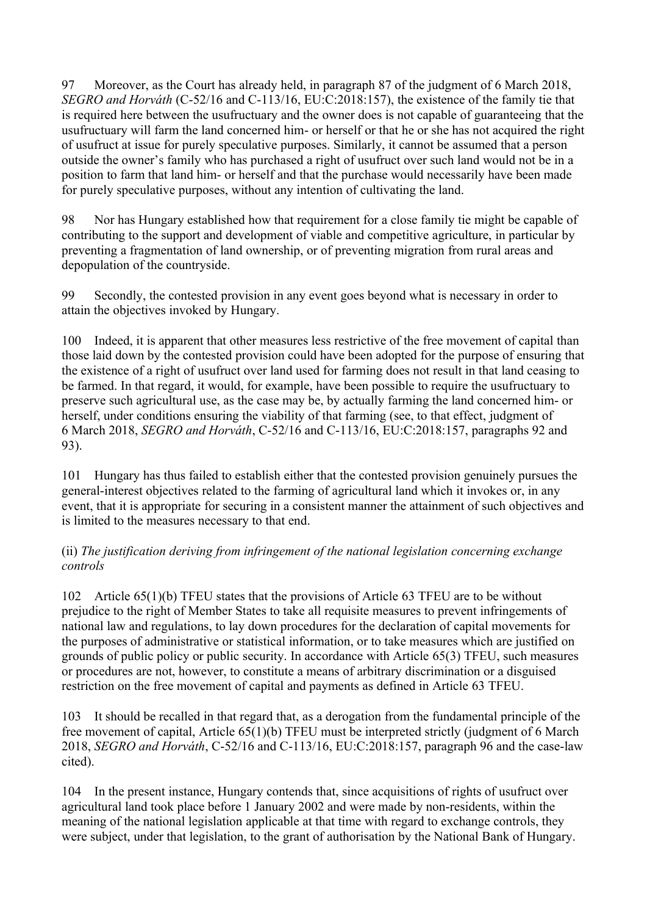97 Moreover, as the Court has already held, in paragraph 87 of the judgment of 6 March 2018, *SEGRO and Horváth* (C-52/16 and C-113/16, EU:C:2018:157), the existence of the family tie that is required here between the usufructuary and the owner does is not capable of guaranteeing that the usufructuary will farm the land concerned him- or herself or that he or she has not acquired the right of usufruct at issue for purely speculative purposes. Similarly, it cannot be assumed that a person outside the owner's family who has purchased a right of usufruct over such land would not be in a position to farm that land him- or herself and that the purchase would necessarily have been made for purely speculative purposes, without any intention of cultivating the land.

98 Nor has Hungary established how that requirement for a close family tie might be capable of contributing to the support and development of viable and competitive agriculture, in particular by preventing a fragmentation of land ownership, or of preventing migration from rural areas and depopulation of the countryside.

99 Secondly, the contested provision in any event goes beyond what is necessary in order to attain the objectives invoked by Hungary.

100 Indeed, it is apparent that other measures less restrictive of the free movement of capital than those laid down by the contested provision could have been adopted for the purpose of ensuring that the existence of a right of usufruct over land used for farming does not result in that land ceasing to be farmed. In that regard, it would, for example, have been possible to require the usufructuary to preserve such agricultural use, as the case may be, by actually farming the land concerned him- or herself, under conditions ensuring the viability of that farming (see, to that effect, judgment of 6 March 2018, *SEGRO and Horváth*, C-52/16 and C-113/16, EU:C:2018:157, paragraphs 92 and 93).

101 Hungary has thus failed to establish either that the contested provision genuinely pursues the general-interest objectives related to the farming of agricultural land which it invokes or, in any event, that it is appropriate for securing in a consistent manner the attainment of such objectives and is limited to the measures necessary to that end.

(ii) *The justification deriving from infringement of the national legislation concerning exchange controls*

102 Article 65(1)(b) TFEU states that the provisions of Article 63 TFEU are to be without prejudice to the right of Member States to take all requisite measures to prevent infringements of national law and regulations, to lay down procedures for the declaration of capital movements for the purposes of administrative or statistical information, or to take measures which are justified on grounds of public policy or public security. In accordance with Article 65(3) TFEU, such measures or procedures are not, however, to constitute a means of arbitrary discrimination or a disguised restriction on the free movement of capital and payments as defined in Article 63 TFEU.

103 It should be recalled in that regard that, as a derogation from the fundamental principle of the free movement of capital, Article 65(1)(b) TFEU must be interpreted strictly (judgment of 6 March 2018, *SEGRO and Horváth*, C-52/16 and C-113/16, EU:C:2018:157, paragraph 96 and the case-law cited).

104 In the present instance, Hungary contends that, since acquisitions of rights of usufruct over agricultural land took place before 1 January 2002 and were made by non-residents, within the meaning of the national legislation applicable at that time with regard to exchange controls, they were subject, under that legislation, to the grant of authorisation by the National Bank of Hungary.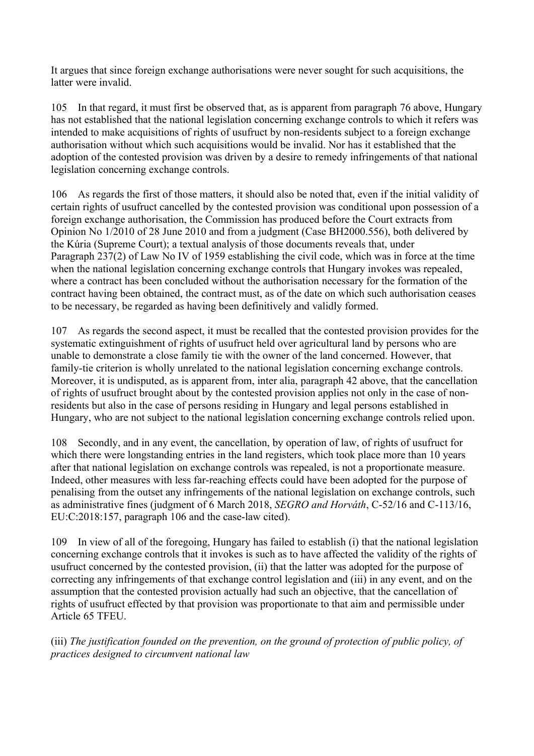It argues that since foreign exchange authorisations were never sought for such acquisitions, the latter were invalid.

105 In that regard, it must first be observed that, as is apparent from paragraph 76 above, Hungary has not established that the national legislation concerning exchange controls to which it refers was intended to make acquisitions of rights of usufruct by non-residents subject to a foreign exchange authorisation without which such acquisitions would be invalid. Nor has it established that the adoption of the contested provision was driven by a desire to remedy infringements of that national legislation concerning exchange controls.

106 As regards the first of those matters, it should also be noted that, even if the initial validity of certain rights of usufruct cancelled by the contested provision was conditional upon possession of a foreign exchange authorisation, the Commission has produced before the Court extracts from Opinion No 1/2010 of 28 June 2010 and from a judgment (Case BH2000.556), both delivered by the Kúria (Supreme Court); a textual analysis of those documents reveals that, under Paragraph 237(2) of Law No IV of 1959 establishing the civil code, which was in force at the time when the national legislation concerning exchange controls that Hungary invokes was repealed, where a contract has been concluded without the authorisation necessary for the formation of the contract having been obtained, the contract must, as of the date on which such authorisation ceases to be necessary, be regarded as having been definitively and validly formed.

107 As regards the second aspect, it must be recalled that the contested provision provides for the systematic extinguishment of rights of usufruct held over agricultural land by persons who are unable to demonstrate a close family tie with the owner of the land concerned. However, that family-tie criterion is wholly unrelated to the national legislation concerning exchange controls. Moreover, it is undisputed, as is apparent from, inter alia, paragraph 42 above, that the cancellation of rights of usufruct brought about by the contested provision applies not only in the case of non-residents but also in the case of persons residing in Hungary and legal persons established in Hungary, who are not subject to the national legislation concerning exchange controls relied upon.

108 Secondly, and in any event, the cancellation, by operation of law, of rights of usufruct for which there were longstanding entries in the land registers, which took place more than 10 years after that national legislation on exchange controls was repealed, is not a proportionate measure. Indeed, other measures with less far-reaching effects could have been adopted for the purpose of penalising from the outset any infringements of the national legislation on exchange controls, such as administrative fines (judgment of 6 March 2018, *SEGRO and Horváth*, C-52/16 and C-113/16, EU:C:2018:157, paragraph 106 and the case-law cited).

109 In view of all of the foregoing, Hungary has failed to establish (i) that the national legislation concerning exchange controls that it invokes is such as to have affected the validity of the rights of usufruct concerned by the contested provision, (ii) that the latter was adopted for the purpose of correcting any infringements of that exchange control legislation and (iii) in any event, and on the assumption that the contested provision actually had such an objective, that the cancellation of rights of usufruct effected by that provision was proportionate to that aim and permissible under Article 65 TFEU.

(iii) *The justification founded on the prevention, on the ground of protection of public policy, of practices designed to circumvent national law*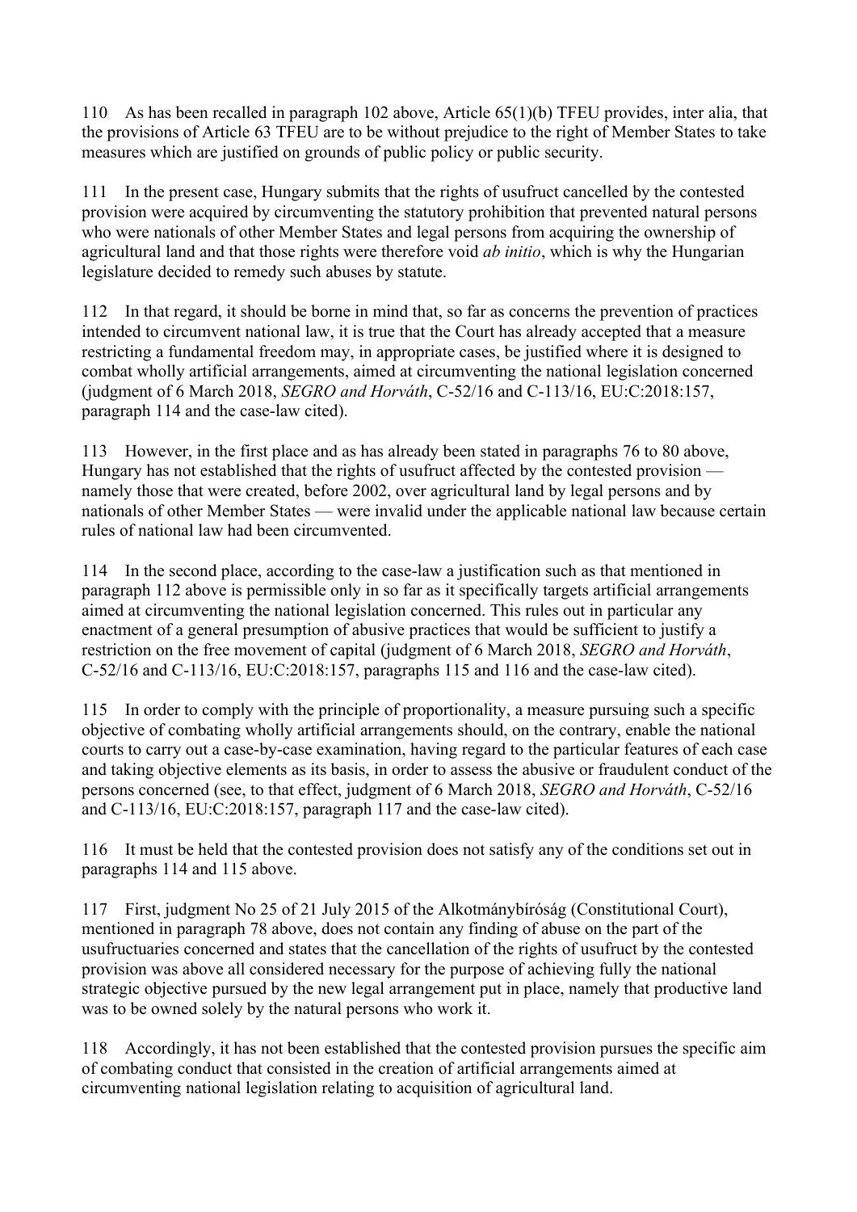110 As has been recalled in paragraph 102 above, Article 65(1)(b) TFEU provides, inter alia, that the provisions of Article 63 TFEU are to be without prejudice to the right of Member States to take measures which are justified on grounds of public policy or public security.

111 In the present case, Hungary submits that the rights of usufruct cancelled by the contested provision were acquired by circumventing the statutory prohibition that prevented natural persons who were nationals of other Member States and legal persons from acquiring the ownership of agricultural land and that those rights were therefore void *ab initio*, which is why the Hungarian legislature decided to remedy such abuses by statute.

112 In that regard, it should be borne in mind that, so far as concerns the prevention of practices intended to circumvent national law, it is true that the Court has already accepted that a measure restricting a fundamental freedom may, in appropriate cases, be justified where it is designed to combat wholly artificial arrangements, aimed at circumventing the national legislation concerned (judgment of 6 March 2018, *SEGRO and Horváth*, C-52/16 and C-113/16, EU:C:2018:157, paragraph 114 and the case-law cited).

113 However, in the first place and as has already been stated in paragraphs 76 to 80 above, Hungary has not established that the rights of usufruct affected by the contested provision — namely those that were created, before 2002, over agricultural land by legal persons and by nationals of other Member States — were invalid under the applicable national law because certain rules of national law had been circumvented.

114 In the second place, according to the case-law a justification such as that mentioned in paragraph 112 above is permissible only in so far as it specifically targets artificial arrangements aimed at circumventing the national legislation concerned. This rules out in particular any enactment of a general presumption of abusive practices that would be sufficient to justify a restriction on the free movement of capital (judgment of 6 March 2018, *SEGRO and Horváth*, C-52/16 and C-113/16, EU:C:2018:157, paragraphs 115 and 116 and the case-law cited).

115 In order to comply with the principle of proportionality, a measure pursuing such a specific objective of combating wholly artificial arrangements should, on the contrary, enable the national courts to carry out a case-by-case examination, having regard to the particular features of each case and taking objective elements as its basis, in order to assess the abusive or fraudulent conduct of the persons concerned (see, to that effect, judgment of 6 March 2018, *SEGRO and Horváth*, C-52/16 and C-113/16, EU:C:2018:157, paragraph 117 and the case-law cited).

116 It must be held that the contested provision does not satisfy any of the conditions set out in paragraphs 114 and 115 above.

117 First, judgment No 25 of 21 July 2015 of the Alkotmánybíróság (Constitutional Court), mentioned in paragraph 78 above, does not contain any finding of abuse on the part of the usufructuaries concerned and states that the cancellation of the rights of usufruct by the contested provision was above all considered necessary for the purpose of achieving fully the national strategic objective pursued by the new legal arrangement put in place, namely that productive land was to be owned solely by the natural persons who work it.

118 Accordingly, it has not been established that the contested provision pursues the specific aim of combating conduct that consisted in the creation of artificial arrangements aimed at circumventing national legislation relating to acquisition of agricultural land.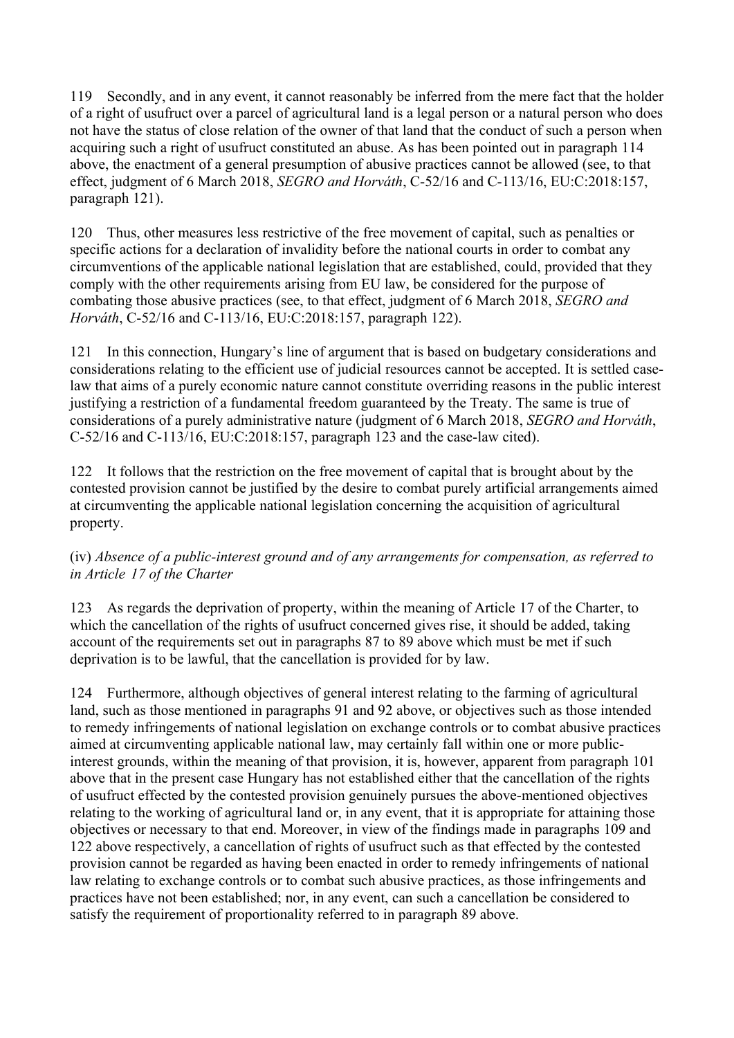119 Secondly, and in any event, it cannot reasonably be inferred from the mere fact that the holder of a right of usufruct over a parcel of agricultural land is a legal person or a natural person who does not have the status of close relation of the owner of that land that the conduct of such a person when acquiring such a right of usufruct constituted an abuse. As has been pointed out in paragraph 114 above, the enactment of a general presumption of abusive practices cannot be allowed (see, to that effect, judgment of 6 March 2018, *SEGRO and Horváth*, C-52/16 and C-113/16, EU:C:2018:157, paragraph 121).

120 Thus, other measures less restrictive of the free movement of capital, such as penalties or specific actions for a declaration of invalidity before the national courts in order to combat any circumventions of the applicable national legislation that are established, could, provided that they comply with the other requirements arising from EU law, be considered for the purpose of combating those abusive practices (see, to that effect, judgment of 6 March 2018, *SEGRO and Horváth*, C-52/16 and C-113/16, EU:C:2018:157, paragraph 122).

121 In this connection, Hungary's line of argument that is based on budgetary considerations and considerations relating to the efficient use of judicial resources cannot be accepted. It is settled case-law that aims of a purely economic nature cannot constitute overriding reasons in the public interest justifying a restriction of a fundamental freedom guaranteed by the Treaty. The same is true of considerations of a purely administrative nature (judgment of 6 March 2018, *SEGRO and Horváth*, C-52/16 and C-113/16, EU:C:2018:157, paragraph 123 and the case-law cited).

122 It follows that the restriction on the free movement of capital that is brought about by the contested provision cannot be justified by the desire to combat purely artificial arrangements aimed at circumventing the applicable national legislation concerning the acquisition of agricultural property.

(iv) *Absence of a public-interest ground and of any arrangements for compensation, as referred to in Article 17 of the Charter*

123 As regards the deprivation of property, within the meaning of Article 17 of the Charter, to which the cancellation of the rights of usufruct concerned gives rise, it should be added, taking account of the requirements set out in paragraphs 87 to 89 above which must be met if such deprivation is to be lawful, that the cancellation is provided for by law.

124 Furthermore, although objectives of general interest relating to the farming of agricultural land, such as those mentioned in paragraphs 91 and 92 above, or objectives such as those intended to remedy infringements of national legislation on exchange controls or to combat abusive practices aimed at circumventing applicable national law, may certainly fall within one or more public-interest grounds, within the meaning of that provision, it is, however, apparent from paragraph 101 above that in the present case Hungary has not established either that the cancellation of the rights of usufruct effected by the contested provision genuinely pursues the above-mentioned objectives relating to the working of agricultural land or, in any event, that it is appropriate for attaining those objectives or necessary to that end. Moreover, in view of the findings made in paragraphs 109 and 122 above respectively, a cancellation of rights of usufruct such as that effected by the contested provision cannot be regarded as having been enacted in order to remedy infringements of national law relating to exchange controls or to combat such abusive practices, as those infringements and practices have not been established; nor, in any event, can such a cancellation be considered to satisfy the requirement of proportionality referred to in paragraph 89 above.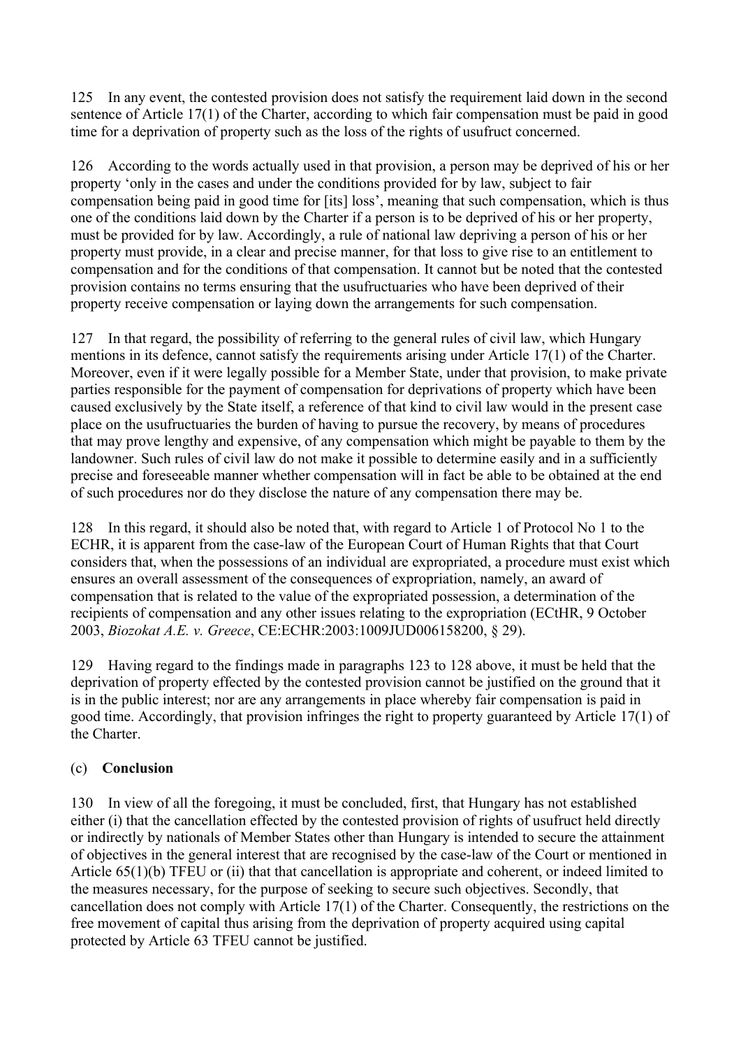125 In any event, the contested provision does not satisfy the requirement laid down in the second sentence of Article 17(1) of the Charter, according to which fair compensation must be paid in good time for a deprivation of property such as the loss of the rights of usufruct concerned.

126 According to the words actually used in that provision, a person may be deprived of his or her property 'only in the cases and under the conditions provided for by law, subject to fair compensation being paid in good time for [its] loss', meaning that such compensation, which is thus one of the conditions laid down by the Charter if a person is to be deprived of his or her property, must be provided for by law. Accordingly, a rule of national law depriving a person of his or her property must provide, in a clear and precise manner, for that loss to give rise to an entitlement to compensation and for the conditions of that compensation. It cannot but be noted that the contested provision contains no terms ensuring that the usufructuaries who have been deprived of their property receive compensation or laying down the arrangements for such compensation.

127 In that regard, the possibility of referring to the general rules of civil law, which Hungary mentions in its defence, cannot satisfy the requirements arising under Article 17(1) of the Charter. Moreover, even if it were legally possible for a Member State, under that provision, to make private parties responsible for the payment of compensation for deprivations of property which have been caused exclusively by the State itself, a reference of that kind to civil law would in the present case place on the usufructuaries the burden of having to pursue the recovery, by means of procedures that may prove lengthy and expensive, of any compensation which might be payable to them by the landowner. Such rules of civil law do not make it possible to determine easily and in a sufficiently precise and foreseeable manner whether compensation will in fact be able to be obtained at the end of such procedures nor do they disclose the nature of any compensation there may be.

128 In this regard, it should also be noted that, with regard to Article 1 of Protocol No 1 to the ECHR, it is apparent from the case-law of the European Court of Human Rights that that Court considers that, when the possessions of an individual are expropriated, a procedure must exist which ensures an overall assessment of the consequences of expropriation, namely, an award of compensation that is related to the value of the expropriated possession, a determination of the recipients of compensation and any other issues relating to the expropriation (ECtHR, 9 October 2003, *Biozokat A.E. v. Greece*, CE:ECHR:2003:1009JUD006158200, § 29).

129 Having regard to the findings made in paragraphs 123 to 128 above, it must be held that the deprivation of property effected by the contested provision cannot be justified on the ground that it is in the public interest; nor are any arrangements in place whereby fair compensation is paid in good time. Accordingly, that provision infringes the right to property guaranteed by Article 17(1) of the Charter.

(c) **Conclusion**

130 In view of all the foregoing, it must be concluded, first, that Hungary has not established either (i) that the cancellation effected by the contested provision of rights of usufruct held directly or indirectly by nationals of Member States other than Hungary is intended to secure the attainment of objectives in the general interest that are recognised by the case-law of the Court or mentioned in Article 65(1)(b) TFEU or (ii) that that cancellation is appropriate and coherent, or indeed limited to the measures necessary, for the purpose of seeking to secure such objectives. Secondly, that cancellation does not comply with Article 17(1) of the Charter. Consequently, the restrictions on the free movement of capital thus arising from the deprivation of property acquired using capital protected by Article 63 TFEU cannot be justified.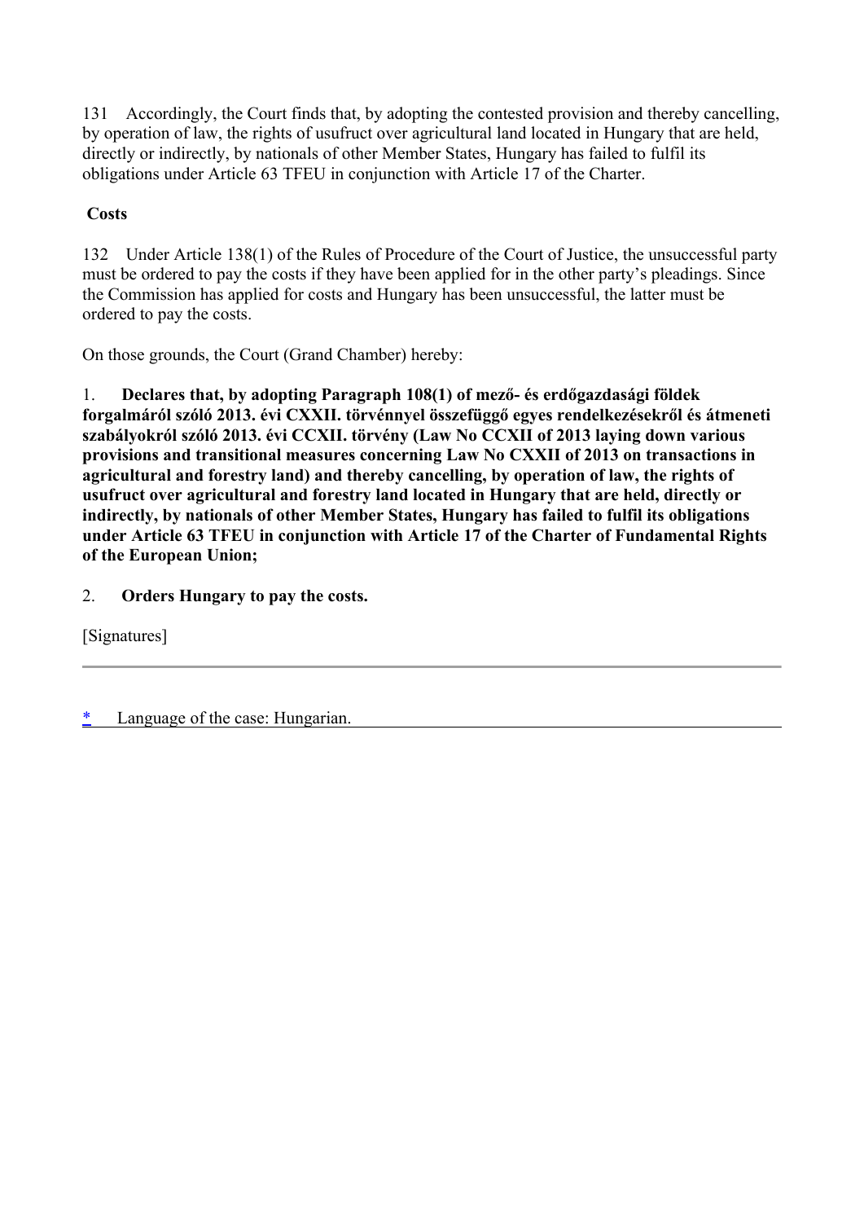131 Accordingly, the Court finds that, by adopting the contested provision and thereby cancelling, by operation of law, the rights of usufruct over agricultural land located in Hungary that are held, directly or indirectly, by nationals of other Member States, Hungary has failed to fulfil its obligations under Article 63 TFEU in conjunction with Article 17 of the Charter.

**Costs**

132 Under Article 138(1) of the Rules of Procedure of the Court of Justice, the unsuccessful party must be ordered to pay the costs if they have been applied for in the other party's pleadings. Since the Commission has applied for costs and Hungary has been unsuccessful, the latter must be ordered to pay the costs.

On those grounds, the Court (Grand Chamber) hereby:

1. **Declares that, by adopting Paragraph 108(1) of mező- és erdőgazdasági földek forgalmáról szóló 2013. évi CXXII. törvénnyel összefüggő egyes rendelkezésekről és átmeneti szabályokról szóló 2013. évi CCXII. törvény (Law No CCXII of 2013 laying down various provisions and transitional measures concerning Law No CXXII of 2013 on transactions in agricultural and forestry land) and thereby cancelling, by operation of law, the rights of usufruct over agricultural and forestry land located in Hungary that are held, directly or indirectly, by nationals of other Member States, Hungary has failed to fulfil its obligations under Article 63 TFEU in conjunction with Article 17 of the Charter of Fundamental Rights of the European Union;**

2. **Orders Hungary to pay the costs.**

[Signatures]

---

* Language of the case: Hungarian.